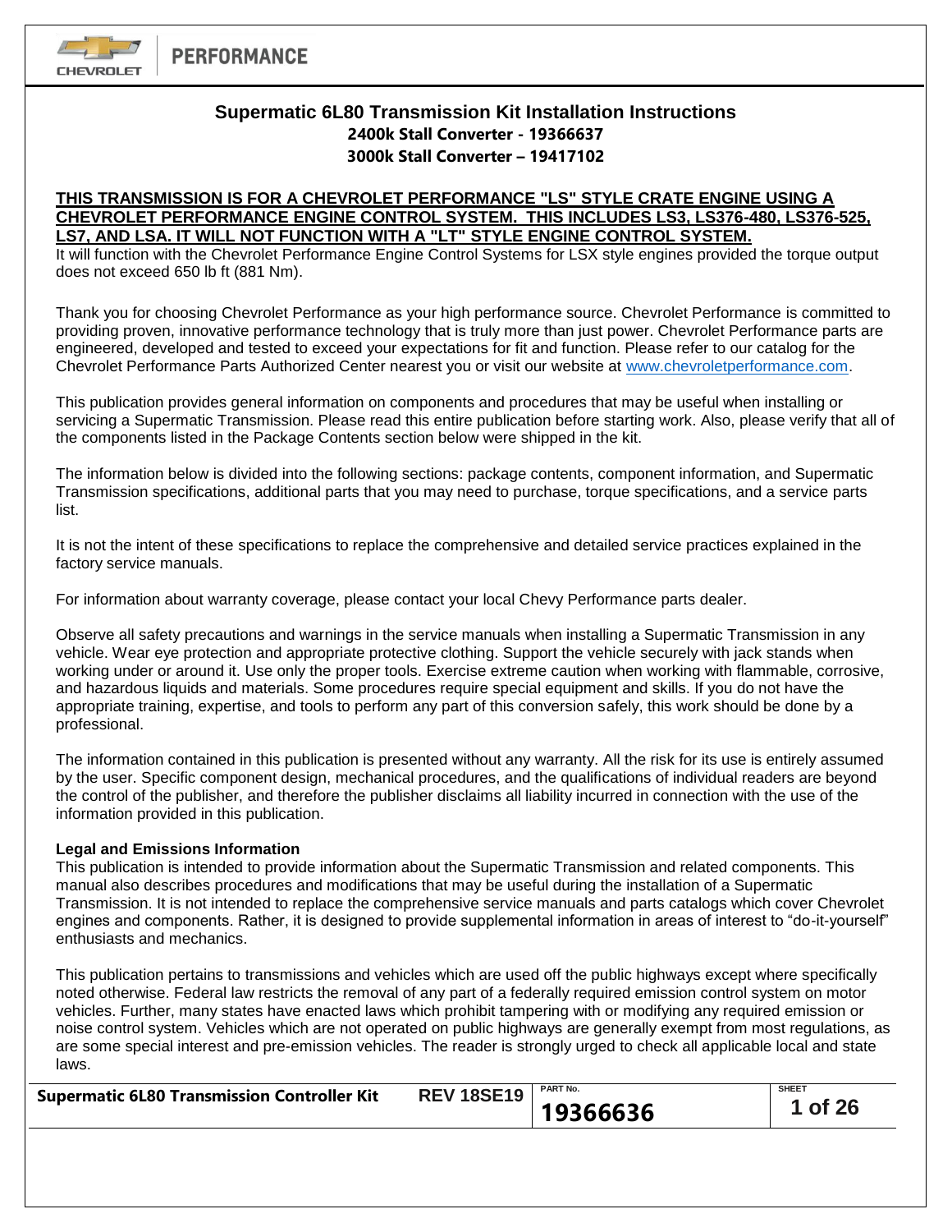# Supermatic 6L80 Transmission Kit Installation Instructions

**2400k Stall Converter - 19366637**

**3000k Stall Converter – 19417102**

**THIS TRANSMISSION IS FOR A CHEVROLET PERFORMANCE "LS" STYLE CRATE ENGINE USING A CHEVROLET PERFORMANCE ENGINE CONTROL SYSTEM. THIS INCLUDES LS3, LS376-480, LS376-525, LS7, AND LSA. IT WILL NOT FUNCTION WITH A "LT" STYLE ENGINE CONTROL SYSTEM.**

It will function with the Chevrolet Performance Engine Control Systems for LSX style engines provided the torque output does not exceed 650 lb ft (881 Nm).

Thank you for choosing Chevrolet Performance as your high performance source. Chevrolet Performance is committed to providing proven, innovative performance technology that is truly more than just power. Chevrolet Performance parts are engineered, developed and tested to exceed your expectations for fit and function. Please refer to our catalog for the Chevrolet Performance Parts Authorized Center nearest you or visit our website at www.chevroletperformance.com.

This publication provides general information on components and procedures that may be useful when installing or servicing a Supermatic Transmission. Please read this entire publication before starting work. Also, please verify that all of the components listed in the Package Contents section below were shipped in the kit.

The information below is divided into the following sections: package contents, component information, and Supermatic Transmission specifications, additional parts that you may need to purchase, torque specifications, and a service parts list.

It is not the intent of these specifications to replace the comprehensive and detailed service practices explained in the factory service manuals.

For information about warranty coverage, please contact your local Chevy Performance parts dealer.

Observe all safety precautions and warnings in the service manuals when installing a Supermatic Transmission in any vehicle. Wear eye protection and appropriate protective clothing. Support the vehicle securely with jack stands when working under or around it. Use only the proper tools. Exercise extreme caution when working with flammable, corrosive, and hazardous liquids and materials. Some procedures require special equipment and skills. If you do not have the appropriate training, expertise, and tools to perform any part of this conversion safely, this work should be done by a professional.

The information contained in this publication is presented without any warranty. All the risk for its use is entirely assumed by the user. Specific component design, mechanical procedures, and the qualifications of individual readers are beyond the control of the publisher, and therefore the publisher disclaims all liability incurred in connection with the use of the information provided in this publication.

**Legal and Emissions Information**

This publication is intended to provide information about the Supermatic Transmission and related components. This manual also describes procedures and modifications that may be useful during the installation of a Supermatic Transmission. It is not intended to replace the comprehensive service manuals and parts catalogs which cover Chevrolet engines and components. Rather, it is designed to provide supplemental information in areas of interest to "do-it-yourself" enthusiasts and mechanics.

This publication pertains to transmissions and vehicles which are used off the public highways except where specifically noted otherwise. Federal law restricts the removal of any part of a federally required emission control system on motor vehicles. Further, many states have enacted laws which prohibit tampering with or modifying any required emission or noise control system. Vehicles which are not operated on public highways are generally exempt from most regulations, as are some special interest and pre-emission vehicles. The reader is strongly urged to check all applicable local and state laws.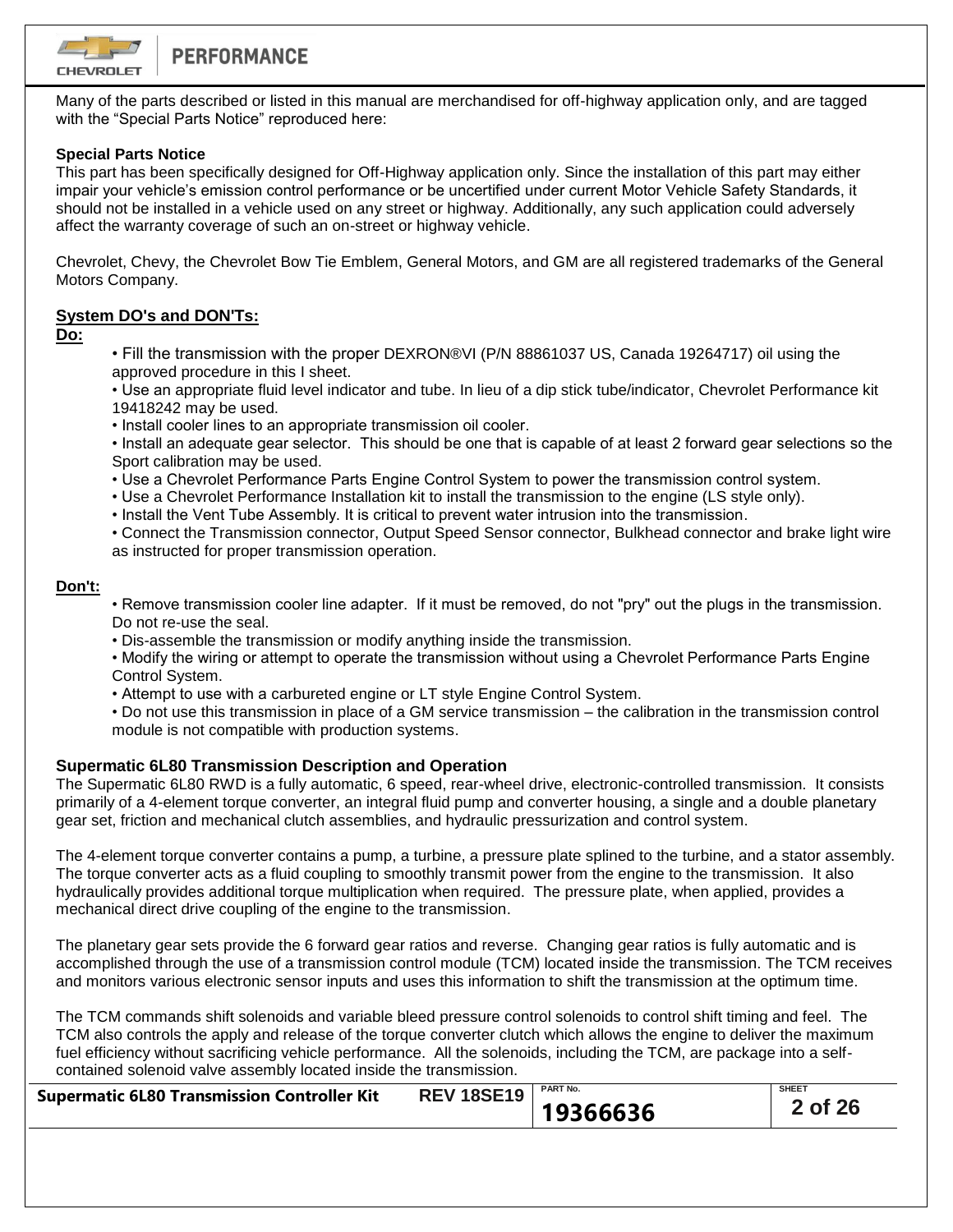Many of the parts described or listed in this manual are merchandised for off-highway application only, and are tagged with the "Special Parts Notice" reproduced here:

**Special Parts Notice**

This part has been specifically designed for Off-Highway application only. Since the installation of this part may either impair your vehicle's emission control performance or be uncertified under current Motor Vehicle Safety Standards, it should not be installed in a vehicle used on any street or highway. Additionally, any such application could adversely affect the warranty coverage of such an on-street or highway vehicle.

Chevrolet, Chevy, the Chevrolet Bow Tie Emblem, General Motors, and GM are all registered trademarks of the General Motors Company.

## System DO's and DON'Ts:

**Do:**

- Fill the transmission with the proper DEXRON®VI (P/N 88861037 US, Canada 19264717) oil using the approved procedure in this I sheet.
- Use an appropriate fluid level indicator and tube. In lieu of a dip stick tube/indicator, Chevrolet Performance kit 19418242 may be used.
- Install cooler lines to an appropriate transmission oil cooler.
- Install an adequate gear selector. This should be one that is capable of at least 2 forward gear selections so the Sport calibration may be used.
- Use a Chevrolet Performance Parts Engine Control System to power the transmission control system.
- Use a Chevrolet Performance Installation kit to install the transmission to the engine (LS style only).
- Install the Vent Tube Assembly. It is critical to prevent water intrusion into the transmission.
- Connect the Transmission connector, Output Speed Sensor connector, Bulkhead connector and brake light wire as instructed for proper transmission operation.

**Don't:**

- Remove transmission cooler line adapter. If it must be removed, do not "pry" out the plugs in the transmission. Do not re-use the seal.
- Dis-assemble the transmission or modify anything inside the transmission.
- Modify the wiring or attempt to operate the transmission without using a Chevrolet Performance Parts Engine Control System.
- Attempt to use with a carbureted engine or LT style Engine Control System.
- Do not use this transmission in place of a GM service transmission – the calibration in the transmission control module is not compatible with production systems.

## Supermatic 6L80 Transmission Description and Operation

The Supermatic 6L80 RWD is a fully automatic, 6 speed, rear-wheel drive, electronic-controlled transmission. It consists primarily of a 4-element torque converter, an integral fluid pump and converter housing, a single and a double planetary gear set, friction and mechanical clutch assemblies, and hydraulic pressurization and control system.

The 4-element torque converter contains a pump, a turbine, a pressure plate splined to the turbine, and a stator assembly. The torque converter acts as a fluid coupling to smoothly transmit power from the engine to the transmission. It also hydraulically provides additional torque multiplication when required. The pressure plate, when applied, provides a mechanical direct drive coupling of the engine to the transmission.

The planetary gear sets provide the 6 forward gear ratios and reverse. Changing gear ratios is fully automatic and is accomplished through the use of a transmission control module (TCM) located inside the transmission. The TCM receives and monitors various electronic sensor inputs and uses this information to shift the transmission at the optimum time.

The TCM commands shift solenoids and variable bleed pressure control solenoids to control shift timing and feel. The TCM also controls the apply and release of the torque converter clutch which allows the engine to deliver the maximum fuel efficiency without sacrificing vehicle performance. All the solenoids, including the TCM, are package into a self-contained solenoid valve assembly located inside the transmission.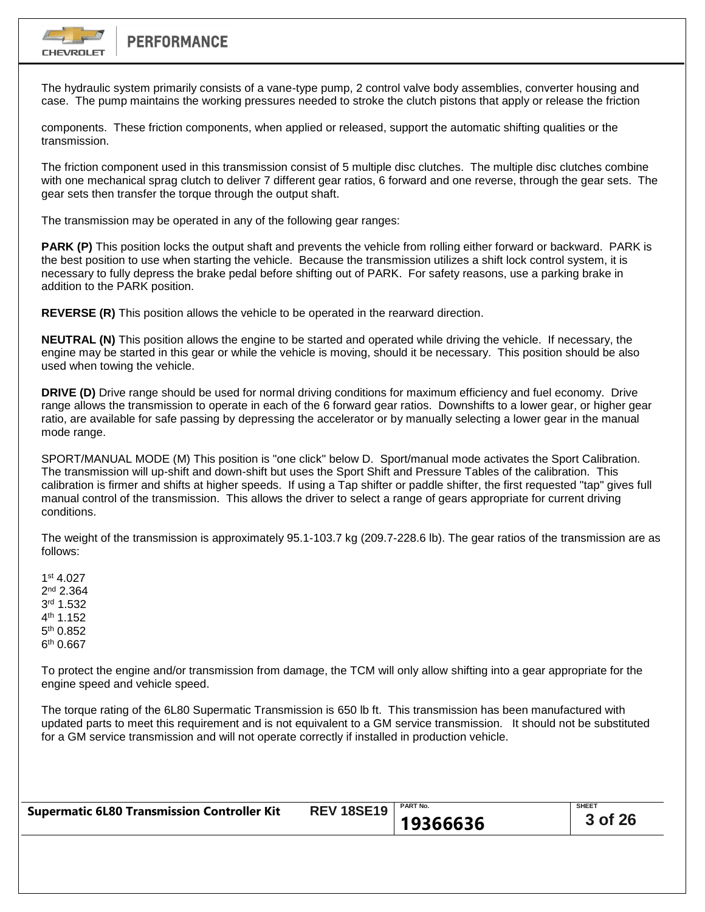The hydraulic system primarily consists of a vane-type pump, 2 control valve body assemblies, converter housing and case. The pump maintains the working pressures needed to stroke the clutch pistons that apply or release the friction

components. These friction components, when applied or released, support the automatic shifting qualities or the transmission.

The friction component used in this transmission consist of 5 multiple disc clutches. The multiple disc clutches combine with one mechanical sprag clutch to deliver 7 different gear ratios, 6 forward and one reverse, through the gear sets. The gear sets then transfer the torque through the output shaft.

The transmission may be operated in any of the following gear ranges:

**PARK (P)** This position locks the output shaft and prevents the vehicle from rolling either forward or backward. PARK is the best position to use when starting the vehicle. Because the transmission utilizes a shift lock control system, it is necessary to fully depress the brake pedal before shifting out of PARK. For safety reasons, use a parking brake in addition to the PARK position.

**REVERSE (R)** This position allows the vehicle to be operated in the rearward direction.

**NEUTRAL (N)** This position allows the engine to be started and operated while driving the vehicle. If necessary, the engine may be started in this gear or while the vehicle is moving, should it be necessary. This position should be also used when towing the vehicle.

**DRIVE (D)** Drive range should be used for normal driving conditions for maximum efficiency and fuel economy. Drive range allows the transmission to operate in each of the 6 forward gear ratios. Downshifts to a lower gear, or higher gear ratio, are available for safe passing by depressing the accelerator or by manually selecting a lower gear in the manual mode range.

SPORT/MANUAL MODE (M) This position is "one click" below D. Sport/manual mode activates the Sport Calibration. The transmission will up-shift and down-shift but uses the Sport Shift and Pressure Tables of the calibration. This calibration is firmer and shifts at higher speeds. If using a Tap shifter or paddle shifter, the first requested "tap" gives full manual control of the transmission. This allows the driver to select a range of gears appropriate for current driving conditions.

The weight of the transmission is approximately 95.1-103.7 kg (209.7-228.6 lb). The gear ratios of the transmission are as follows:

1st 4.027
2nd 2.364
3rd 1.532
4th 1.152
5th 0.852
6th 0.667

To protect the engine and/or transmission from damage, the TCM will only allow shifting into a gear appropriate for the engine speed and vehicle speed.

The torque rating of the 6L80 Supermatic Transmission is 650 lb ft. This transmission has been manufactured with updated parts to meet this requirement and is not equivalent to a GM service transmission. It should not be substituted for a GM service transmission and will not operate correctly if installed in production vehicle.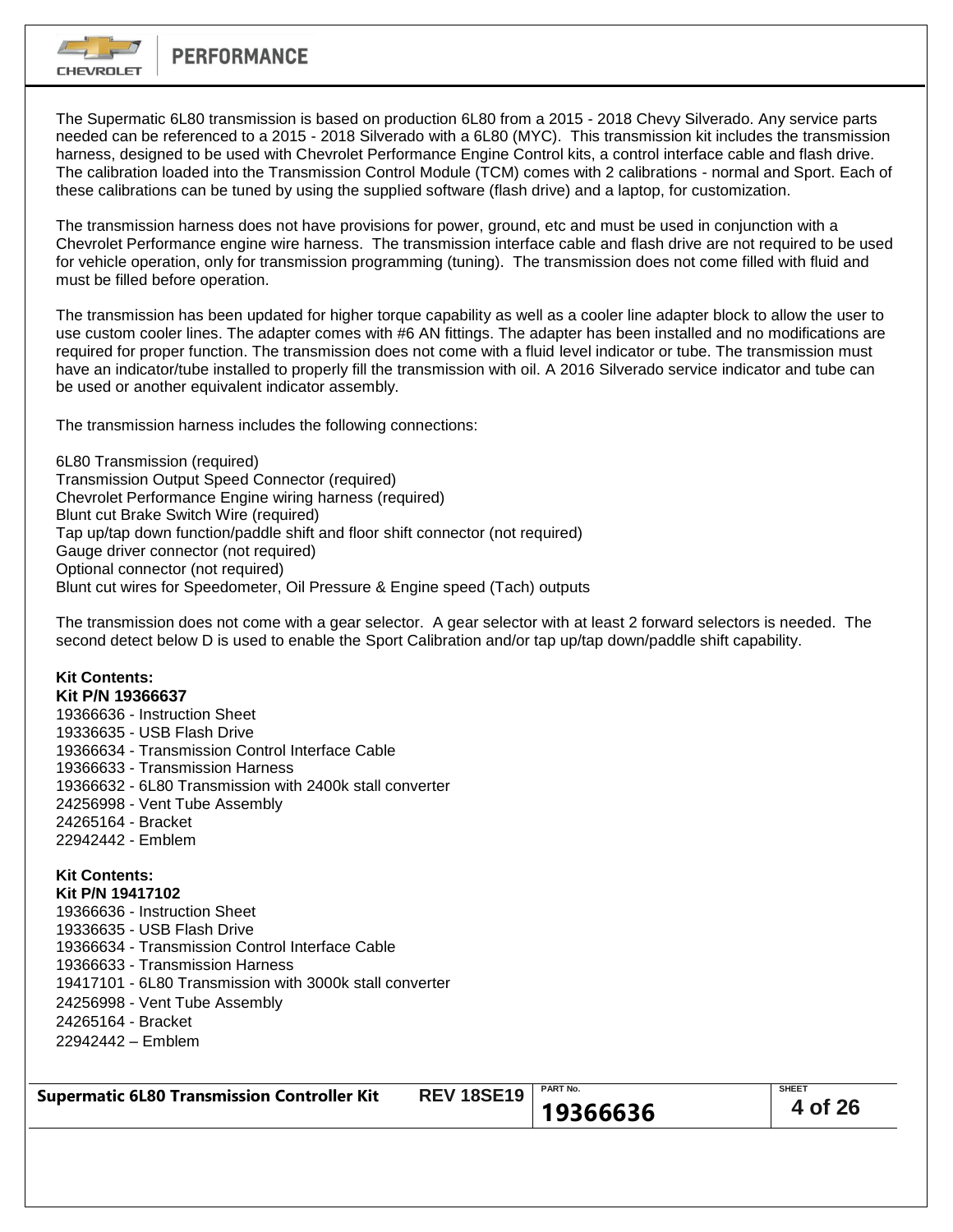The Supermatic 6L80 transmission is based on production 6L80 from a 2015 - 2018 Chevy Silverado. Any service parts needed can be referenced to a 2015 - 2018 Silverado with a 6L80 (MYC). This transmission kit includes the transmission harness, designed to be used with Chevrolet Performance Engine Control kits, a control interface cable and flash drive. The calibration loaded into the Transmission Control Module (TCM) comes with 2 calibrations - normal and Sport. Each of these calibrations can be tuned by using the supplied software (flash drive) and a laptop, for customization.

The transmission harness does not have provisions for power, ground, etc and must be used in conjunction with a Chevrolet Performance engine wire harness. The transmission interface cable and flash drive are not required to be used for vehicle operation, only for transmission programming (tuning). The transmission does not come filled with fluid and must be filled before operation.

The transmission has been updated for higher torque capability as well as a cooler line adapter block to allow the user to use custom cooler lines. The adapter comes with #6 AN fittings. The adapter has been installed and no modifications are required for proper function. The transmission does not come with a fluid level indicator or tube. The transmission must have an indicator/tube installed to properly fill the transmission with oil. A 2016 Silverado service indicator and tube can be used or another equivalent indicator assembly.

The transmission harness includes the following connections:

6L80 Transmission (required)
Transmission Output Speed Connector (required)
Chevrolet Performance Engine wiring harness (required)
Blunt cut Brake Switch Wire (required)
Tap up/tap down function/paddle shift and floor shift connector (not required)
Gauge driver connector (not required)
Optional connector (not required)
Blunt cut wires for Speedometer, Oil Pressure & Engine speed (Tach) outputs

The transmission does not come with a gear selector. A gear selector with at least 2 forward selectors is needed. The second detect below D is used to enable the Sport Calibration and/or tap up/tap down/paddle shift capability.

**Kit Contents:**
**Kit P/N 19366637**

19366636 - Instruction Sheet
19336635 - USB Flash Drive
19366634 - Transmission Control Interface Cable
19366633 - Transmission Harness
19366632 - 6L80 Transmission with 2400k stall converter
24256998 - Vent Tube Assembly
24265164 - Bracket
22942442 - Emblem

**Kit Contents:**
**Kit P/N 19417102**

19366636 - Instruction Sheet
19336635 - USB Flash Drive
19366634 - Transmission Control Interface Cable
19366633 - Transmission Harness
19417101 - 6L80 Transmission with 3000k stall converter
24256998 - Vent Tube Assembly
24265164 - Bracket
22942442 – Emblem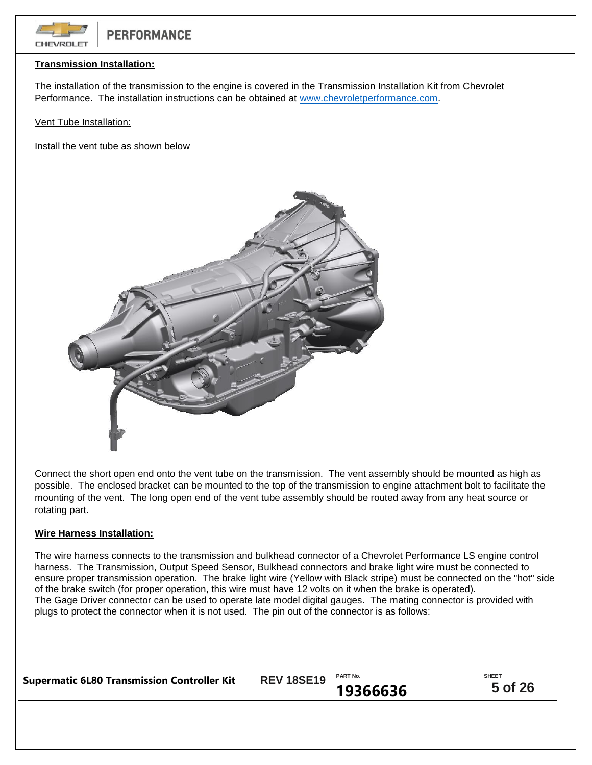## Transmission Installation:

The installation of the transmission to the engine is covered in the Transmission Installation Kit from Chevrolet Performance. The installation instructions can be obtained at www.chevroletperformance.com.

### Vent Tube Installation:

Install the vent tube as shown below

Connect the short open end onto the vent tube on the transmission. The vent assembly should be mounted as high as possible. The enclosed bracket can be mounted to the top of the transmission to engine attachment bolt to facilitate the mounting of the vent. The long open end of the vent tube assembly should be routed away from any heat source or rotating part.

## Wire Harness Installation:

The wire harness connects to the transmission and bulkhead connector of a Chevrolet Performance LS engine control harness. The Transmission, Output Speed Sensor, Bulkhead connectors and brake light wire must be connected to ensure proper transmission operation. The brake light wire (Yellow with Black stripe) must be connected on the "hot" side of the brake switch (for proper operation, this wire must have 12 volts on it when the brake is operated).
The Gage Driver connector can be used to operate late model digital gauges. The mating connector is provided with plugs to protect the connector when it is not used. The pin out of the connector is as follows: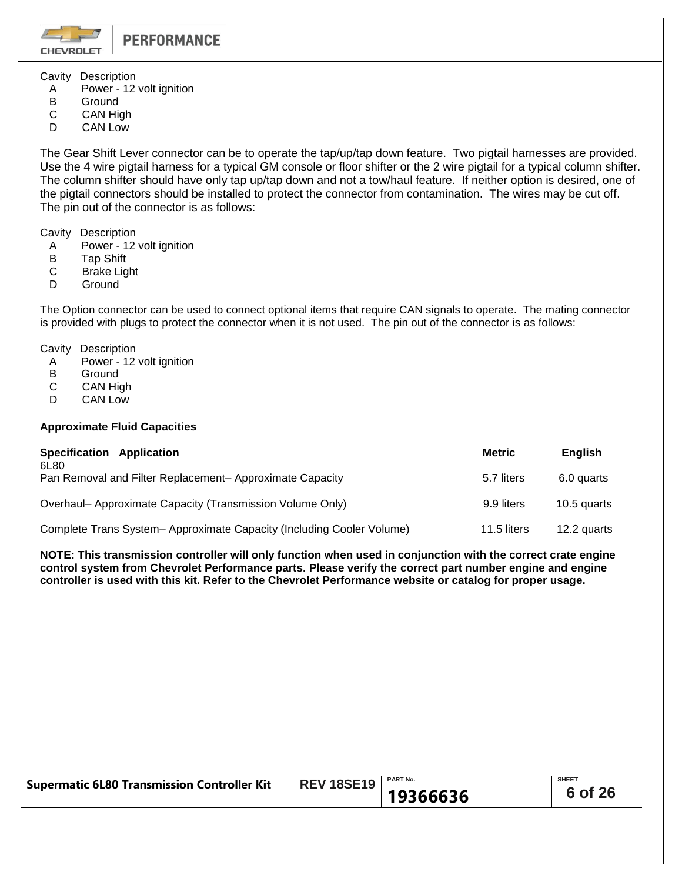| Cavity | Description |
| --- | --- |
| A | Power - 12 volt ignition |
| B | Ground |
| C | CAN High |
| D | CAN Low |

The Gear Shift Lever connector can be to operate the tap/up/tap down feature. Two pigtail harnesses are provided. Use the 4 wire pigtail harness for a typical GM console or floor shifter or the 2 wire pigtail for a typical column shifter. The column shifter should have only tap up/tap down and not a tow/haul feature. If neither option is desired, one of the pigtail connectors should be installed to protect the connector from contamination. The wires may be cut off. The pin out of the connector is as follows:

| Cavity | Description |
| --- | --- |
| A | Power - 12 volt ignition |
| B | Tap Shift |
| C | Brake Light |
| D | Ground |

The Option connector can be used to connect optional items that require CAN signals to operate. The mating connector is provided with plugs to protect the connector when it is not used. The pin out of the connector is as follows:

| Cavity | Description |
| --- | --- |
| A | Power - 12 volt ignition |
| B | Ground |
| C | CAN High |
| D | CAN Low |

**Approximate Fluid Capacities**

| Specification Application | Metric | English |
| --- | --- | --- |
| 6L80 | | |
| Pan Removal and Filter Replacement– Approximate Capacity | 5.7 liters | 6.0 quarts |
| Overhaul– Approximate Capacity (Transmission Volume Only) | 9.9 liters | 10.5 quarts |
| Complete Trans System– Approximate Capacity (Including Cooler Volume) | 11.5 liters | 12.2 quarts |

**NOTE: This transmission controller will only function when used in conjunction with the correct crate engine control system from Chevrolet Performance parts. Please verify the correct part number engine and engine controller is used with this kit. Refer to the Chevrolet Performance website or catalog for proper usage.**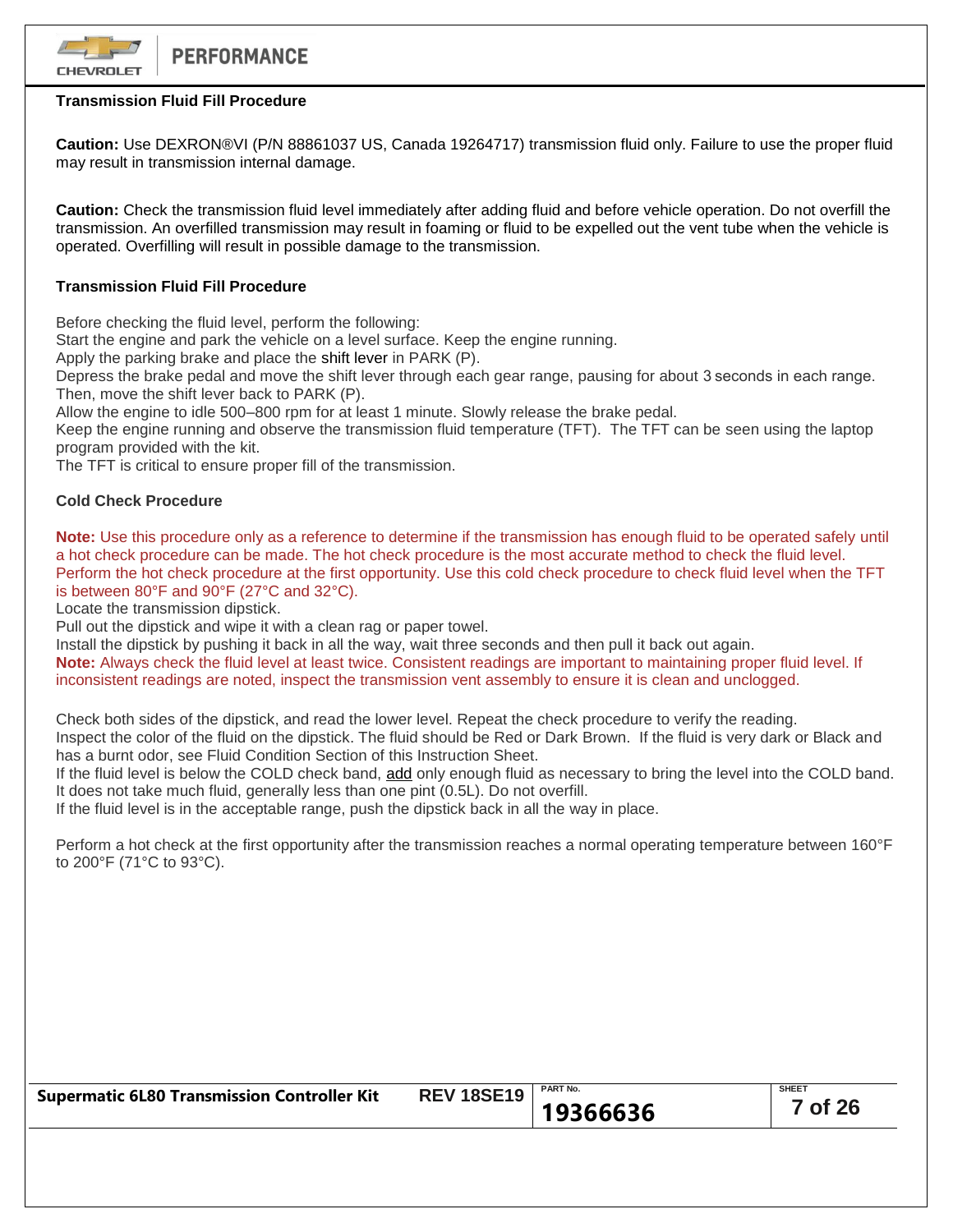## Transmission Fluid Fill Procedure

**Caution:** Use DEXRON®VI (P/N 88861037 US, Canada 19264717) transmission fluid only. Failure to use the proper fluid may result in transmission internal damage.

**Caution:** Check the transmission fluid level immediately after adding fluid and before vehicle operation. Do not overfill the transmission. An overfilled transmission may result in foaming or fluid to be expelled out the vent tube when the vehicle is operated. Overfilling will result in possible damage to the transmission.

### Transmission Fluid Fill Procedure

Before checking the fluid level, perform the following:
Start the engine and park the vehicle on a level surface. Keep the engine running.
Apply the parking brake and place the shift lever in PARK (P).
Depress the brake pedal and move the shift lever through each gear range, pausing for about 3 seconds in each range. Then, move the shift lever back to PARK (P).
Allow the engine to idle 500–800 rpm for at least 1 minute. Slowly release the brake pedal.
Keep the engine running and observe the transmission fluid temperature (TFT). The TFT can be seen using the laptop program provided with the kit.
The TFT is critical to ensure proper fill of the transmission.

### Cold Check Procedure

**Note:** Use this procedure only as a reference to determine if the transmission has enough fluid to be operated safely until a hot check procedure can be made. The hot check procedure is the most accurate method to check the fluid level. Perform the hot check procedure at the first opportunity. Use this cold check procedure to check fluid level when the TFT is between 80°F and 90°F (27°C and 32°C).
Locate the transmission dipstick.
Pull out the dipstick and wipe it with a clean rag or paper towel.
Install the dipstick by pushing it back in all the way, wait three seconds and then pull it back out again.
**Note:** Always check the fluid level at least twice. Consistent readings are important to maintaining proper fluid level. If inconsistent readings are noted, inspect the transmission vent assembly to ensure it is clean and unclogged.

Check both sides of the dipstick, and read the lower level. Repeat the check procedure to verify the reading.
Inspect the color of the fluid on the dipstick. The fluid should be Red or Dark Brown. If the fluid is very dark or Black and has a burnt odor, see Fluid Condition Section of this Instruction Sheet.
If the fluid level is below the COLD check band, add only enough fluid as necessary to bring the level into the COLD band. It does not take much fluid, generally less than one pint (0.5L). Do not overfill.
If the fluid level is in the acceptable range, push the dipstick back in all the way in place.

Perform a hot check at the first opportunity after the transmission reaches a normal operating temperature between 160°F to 200°F (71°C to 93°C).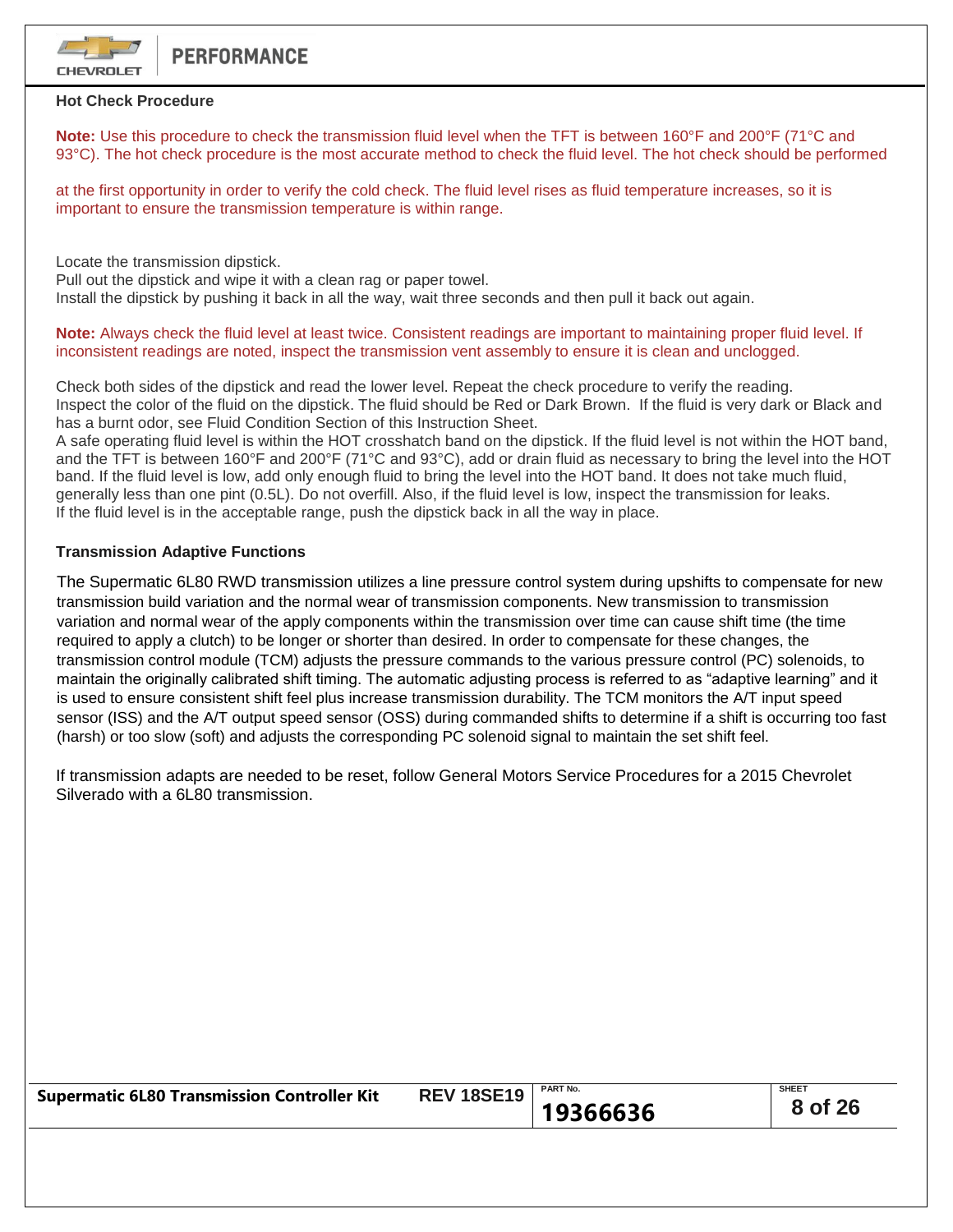### Hot Check Procedure

**Note:** Use this procedure to check the transmission fluid level when the TFT is between 160°F and 200°F (71°C and 93°C). The hot check procedure is the most accurate method to check the fluid level. The hot check should be performed at the first opportunity in order to verify the cold check. The fluid level rises as fluid temperature increases, so it is important to ensure the transmission temperature is within range.

Locate the transmission dipstick.
Pull out the dipstick and wipe it with a clean rag or paper towel.
Install the dipstick by pushing it back in all the way, wait three seconds and then pull it back out again.

**Note:** Always check the fluid level at least twice. Consistent readings are important to maintaining proper fluid level. If inconsistent readings are noted, inspect the transmission vent assembly to ensure it is clean and unclogged.

Check both sides of the dipstick and read the lower level. Repeat the check procedure to verify the reading.
Inspect the color of the fluid on the dipstick. The fluid should be Red or Dark Brown. If the fluid is very dark or Black and has a burnt odor, see Fluid Condition Section of this Instruction Sheet.
A safe operating fluid level is within the HOT crosshatch band on the dipstick. If the fluid level is not within the HOT band, and the TFT is between 160°F and 200°F (71°C and 93°C), add or drain fluid as necessary to bring the level into the HOT band. If the fluid level is low, add only enough fluid to bring the level into the HOT band. It does not take much fluid, generally less than one pint (0.5L). Do not overfill. Also, if the fluid level is low, inspect the transmission for leaks.
If the fluid level is in the acceptable range, push the dipstick back in all the way in place.

### Transmission Adaptive Functions

The Supermatic 6L80 RWD transmission utilizes a line pressure control system during upshifts to compensate for new transmission build variation and the normal wear of transmission components. New transmission to transmission variation and normal wear of the apply components within the transmission over time can cause shift time (the time required to apply a clutch) to be longer or shorter than desired. In order to compensate for these changes, the transmission control module (TCM) adjusts the pressure commands to the various pressure control (PC) solenoids, to maintain the originally calibrated shift timing. The automatic adjusting process is referred to as "adaptive learning" and it is used to ensure consistent shift feel plus increase transmission durability. The TCM monitors the A/T input speed sensor (ISS) and the A/T output speed sensor (OSS) during commanded shifts to determine if a shift is occurring too fast (harsh) or too slow (soft) and adjusts the corresponding PC solenoid signal to maintain the set shift feel.

If transmission adapts are needed to be reset, follow General Motors Service Procedures for a 2015 Chevrolet Silverado with a 6L80 transmission.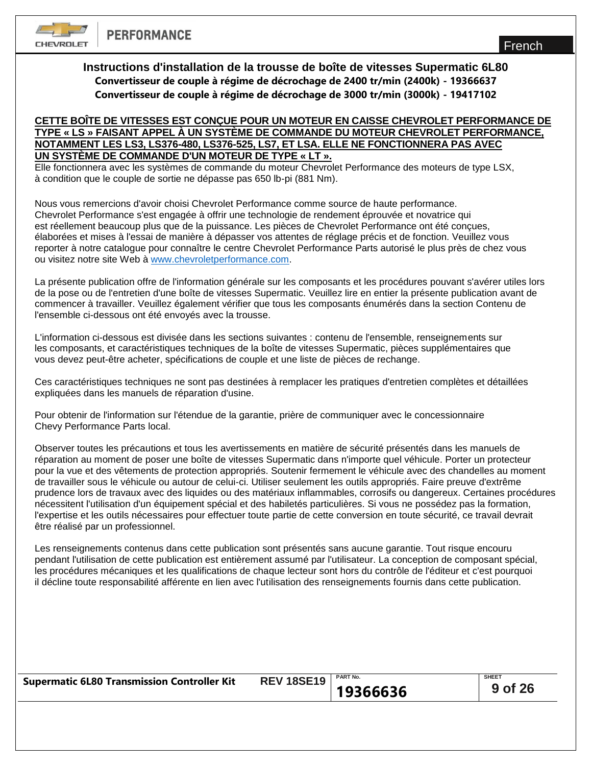## Instructions d'installation de la trousse de boîte de vitesses Supermatic 6L80

**Convertisseur de couple à régime de décrochage de 2400 tr/min (2400k) - 19366637**

**Convertisseur de couple à régime de décrochage de 3000 tr/min (3000k) - 19417102**

**CETTE BOÎTE DE VITESSES EST CONÇUE POUR UN MOTEUR EN CAISSE CHEVROLET PERFORMANCE DE TYPE « LS » FAISANT APPEL À UN SYSTÈME DE COMMANDE DU MOTEUR CHEVROLET PERFORMANCE, NOTAMMENT LES LS3, LS376-480, LS376-525, LS7, ET LSA. ELLE NE FONCTIONNERA PAS AVEC UN SYSTÈME DE COMMANDE D'UN MOTEUR DE TYPE « LT ».**
Elle fonctionnera avec les systèmes de commande du moteur Chevrolet Performance des moteurs de type LSX, à condition que le couple de sortie ne dépasse pas 650 lb-pi (881 Nm).

Nous vous remercions d'avoir choisi Chevrolet Performance comme source de haute performance. Chevrolet Performance s'est engagée à offrir une technologie de rendement éprouvée et novatrice qui est réellement beaucoup plus que de la puissance. Les pièces de Chevrolet Performance ont été conçues, élaborées et mises à l'essai de manière à dépasser vos attentes de réglage précis et de fonction. Veuillez vous reporter à notre catalogue pour connaître le centre Chevrolet Performance Parts autorisé le plus près de chez vous ou visitez notre site Web à www.chevroletperformance.com.

La présente publication offre de l'information générale sur les composants et les procédures pouvant s'avérer utiles lors de la pose ou de l'entretien d'une boîte de vitesses Supermatic. Veuillez lire en entier la présente publication avant de commencer à travailler. Veuillez également vérifier que tous les composants énumérés dans la section Contenu de l'ensemble ci-dessous ont été envoyés avec la trousse.

L'information ci-dessous est divisée dans les sections suivantes : contenu de l'ensemble, renseignements sur les composants, et caractéristiques techniques de la boîte de vitesses Supermatic, pièces supplémentaires que vous devez peut-être acheter, spécifications de couple et une liste de pièces de rechange.

Ces caractéristiques techniques ne sont pas destinées à remplacer les pratiques d'entretien complètes et détaillées expliquées dans les manuels de réparation d'usine.

Pour obtenir de l'information sur l'étendue de la garantie, prière de communiquer avec le concessionnaire Chevy Performance Parts local.

Observer toutes les précautions et tous les avertissements en matière de sécurité présentés dans les manuels de réparation au moment de poser une boîte de vitesses Supermatic dans n'importe quel véhicule. Porter un protecteur pour la vue et des vêtements de protection appropriés. Soutenir fermement le véhicule avec des chandelles au moment de travailler sous le véhicule ou autour de celui-ci. Utiliser seulement les outils appropriés. Faire preuve d'extrême prudence lors de travaux avec des liquides ou des matériaux inflammables, corrosifs ou dangereux. Certaines procédures nécessitent l'utilisation d'un équipement spécial et des habiletés particulières. Si vous ne possédez pas la formation, l'expertise et les outils nécessaires pour effectuer toute partie de cette conversion en toute sécurité, ce travail devrait être réalisé par un professionnel.

Les renseignements contenus dans cette publication sont présentés sans aucune garantie. Tout risque encouru pendant l'utilisation de cette publication est entièrement assumé par l'utilisateur. La conception de composant spécial, les procédures mécaniques et les qualifications de chaque lecteur sont hors du contrôle de l'éditeur et c'est pourquoi il décline toute responsabilité afférente en lien avec l'utilisation des renseignements fournis dans cette publication.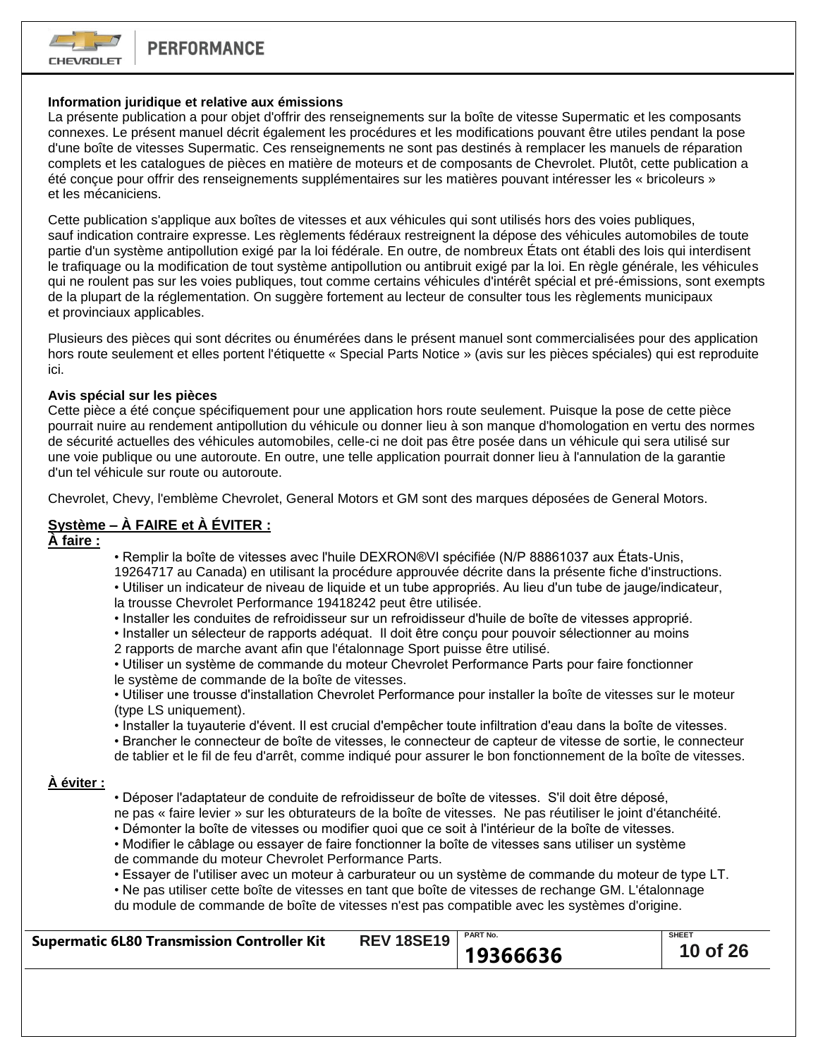**Information juridique et relative aux émissions**
La présente publication a pour objet d'offrir des renseignements sur la boîte de vitesse Supermatic et les composants connexes. Le présent manuel décrit également les procédures et les modifications pouvant être utiles pendant la pose d'une boîte de vitesses Supermatic. Ces renseignements ne sont pas destinés à remplacer les manuels de réparation complets et les catalogues de pièces en matière de moteurs et de composants de Chevrolet. Plutôt, cette publication a été conçue pour offrir des renseignements supplémentaires sur les matières pouvant intéresser les « bricoleurs » et les mécaniciens.

Cette publication s'applique aux boîtes de vitesses et aux véhicules qui sont utilisés hors des voies publiques, sauf indication contraire expresse. Les règlements fédéraux restreignent la dépose des véhicules automobiles de toute partie d'un système antipollution exigé par la loi fédérale. En outre, de nombreux États ont établi des lois qui interdisent le trafiquage ou la modification de tout système antipollution ou antibruit exigé par la loi. En règle générale, les véhicules qui ne roulent pas sur les voies publiques, tout comme certains véhicules d'intérêt spécial et pré-émissions, sont exempts de la plupart de la réglementation. On suggère fortement au lecteur de consulter tous les règlements municipaux et provinciaux applicables.

Plusieurs des pièces qui sont décrites ou énumérées dans le présent manuel sont commercialisées pour des application hors route seulement et elles portent l'étiquette « Special Parts Notice » (avis sur les pièces spéciales) qui est reproduite ici.

**Avis spécial sur les pièces**
Cette pièce a été conçue spécifiquement pour une application hors route seulement. Puisque la pose de cette pièce pourrait nuire au rendement antipollution du véhicule ou donner lieu à son manque d'homologation en vertu des normes de sécurité actuelles des véhicules automobiles, celle-ci ne doit pas être posée dans un véhicule qui sera utilisé sur une voie publique ou une autoroute. En outre, une telle application pourrait donner lieu à l'annulation de la garantie d'un tel véhicule sur route ou autoroute.

Chevrolet, Chevy, l'emblème Chevrolet, General Motors et GM sont des marques déposées de General Motors.

**Système – À FAIRE et À ÉVITER :**

**À faire :**

- Remplir la boîte de vitesses avec l'huile DEXRON®VI spécifiée (N/P 88861037 aux États-Unis, 19264717 au Canada) en utilisant la procédure approuvée décrite dans la présente fiche d'instructions.
- Utiliser un indicateur de niveau de liquide et un tube appropriés. Au lieu d'un tube de jauge/indicateur, la trousse Chevrolet Performance 19418242 peut être utilisée.
- Installer les conduites de refroidisseur sur un refroidisseur d'huile de boîte de vitesses approprié.
- Installer un sélecteur de rapports adéquat. Il doit être conçu pour pouvoir sélectionner au moins 2 rapports de marche avant afin que l'étalonnage Sport puisse être utilisé.
- Utiliser un système de commande du moteur Chevrolet Performance Parts pour faire fonctionner le système de commande de la boîte de vitesses.
- Utiliser une trousse d'installation Chevrolet Performance pour installer la boîte de vitesses sur le moteur (type LS uniquement).
- Installer la tuyauterie d'évent. Il est crucial d'empêcher toute infiltration d'eau dans la boîte de vitesses.
- Brancher le connecteur de boîte de vitesses, le connecteur de capteur de vitesse de sortie, le connecteur de tablier et le fil de feu d'arrêt, comme indiqué pour assurer le bon fonctionnement de la boîte de vitesses.

**À éviter :**

- Déposer l'adaptateur de conduite de refroidisseur de boîte de vitesses. S'il doit être déposé, ne pas « faire levier » sur les obturateurs de la boîte de vitesses. Ne pas réutiliser le joint d'étanchéité.
- Démonter la boîte de vitesses ou modifier quoi que ce soit à l'intérieur de la boîte de vitesses.
- Modifier le câblage ou essayer de faire fonctionner la boîte de vitesses sans utiliser un système de commande du moteur Chevrolet Performance Parts.
- Essayer de l'utiliser avec un moteur à carburateur ou un système de commande du moteur de type LT.
- Ne pas utiliser cette boîte de vitesses en tant que boîte de vitesses de rechange GM. L'étalonnage du module de commande de boîte de vitesses n'est pas compatible avec les systèmes d'origine.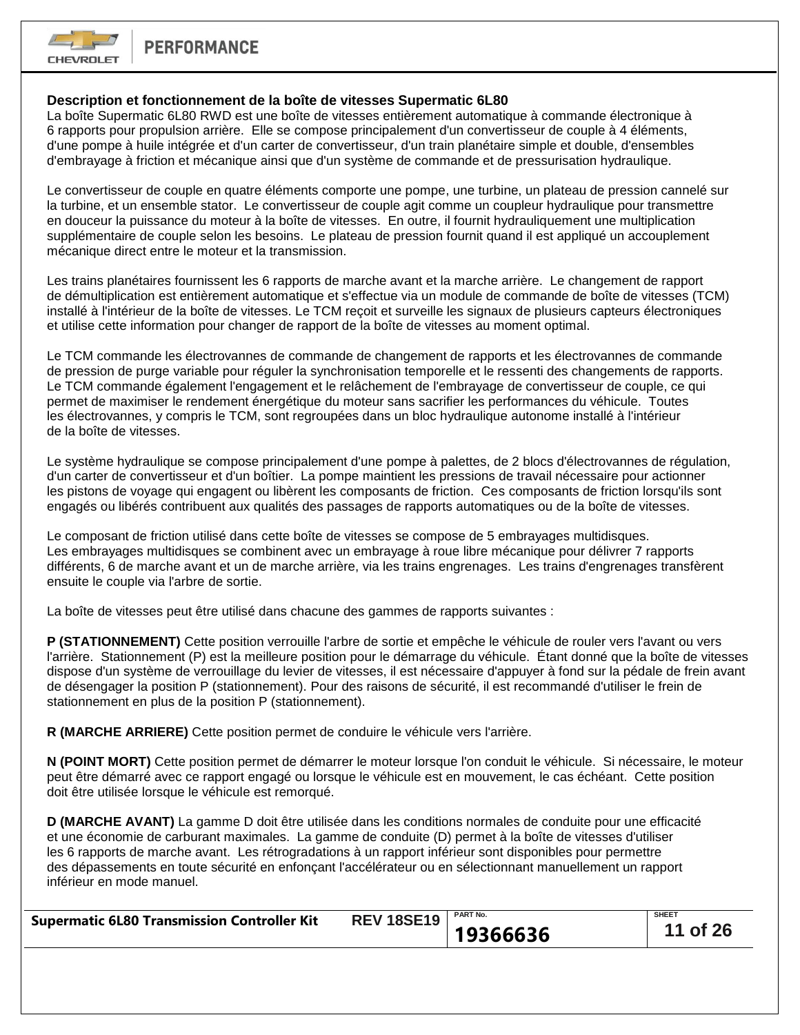## Description et fonctionnement de la boîte de vitesses Supermatic 6L80

La boîte Supermatic 6L80 RWD est une boîte de vitesses entièrement automatique à commande électronique à 6 rapports pour propulsion arrière. Elle se compose principalement d'un convertisseur de couple à 4 éléments, d'une pompe à huile intégrée et d'un carter de convertisseur, d'un train planétaire simple et double, d'ensembles d'embrayage à friction et mécanique ainsi que d'un système de commande et de pressurisation hydraulique.

Le convertisseur de couple en quatre éléments comporte une pompe, une turbine, un plateau de pression cannelé sur la turbine, et un ensemble stator. Le convertisseur de couple agit comme un coupleur hydraulique pour transmettre en douceur la puissance du moteur à la boîte de vitesses. En outre, il fournit hydrauliquement une multiplication supplémentaire de couple selon les besoins. Le plateau de pression fournit quand il est appliqué un accouplement mécanique direct entre le moteur et la transmission.

Les trains planétaires fournissent les 6 rapports de marche avant et la marche arrière. Le changement de rapport de démultiplication est entièrement automatique et s'effectue via un module de commande de boîte de vitesses (TCM) installé à l'intérieur de la boîte de vitesses. Le TCM reçoit et surveille les signaux de plusieurs capteurs électroniques et utilise cette information pour changer de rapport de la boîte de vitesses au moment optimal.

Le TCM commande les électrovannes de commande de changement de rapports et les électrovannes de commande de pression de purge variable pour réguler la synchronisation temporelle et le ressenti des changements de rapports. Le TCM commande également l'engagement et le relâchement de l'embrayage de convertisseur de couple, ce qui permet de maximiser le rendement énergétique du moteur sans sacrifier les performances du véhicule. Toutes les électrovannes, y compris le TCM, sont regroupées dans un bloc hydraulique autonome installé à l'intérieur de la boîte de vitesses.

Le système hydraulique se compose principalement d'une pompe à palettes, de 2 blocs d'électrovannes de régulation, d'un carter de convertisseur et d'un boîtier. La pompe maintient les pressions de travail nécessaire pour actionner les pistons de voyage qui engagent ou libèrent les composants de friction. Ces composants de friction lorsqu'ils sont engagés ou libérés contribuent aux qualités des passages de rapports automatiques ou de la boîte de vitesses.

Le composant de friction utilisé dans cette boîte de vitesses se compose de 5 embrayages multidisques. Les embrayages multidisques se combinent avec un embrayage à roue libre mécanique pour délivrer 7 rapports différents, 6 de marche avant et un de marche arrière, via les trains engrenages. Les trains d'engrenages transfèrent ensuite le couple via l'arbre de sortie.

La boîte de vitesses peut être utilisé dans chacune des gammes de rapports suivantes :

**P (STATIONNEMENT)** Cette position verrouille l'arbre de sortie et empêche le véhicule de rouler vers l'avant ou vers l'arrière. Stationnement (P) est la meilleure position pour le démarrage du véhicule. Étant donné que la boîte de vitesses dispose d'un système de verrouillage du levier de vitesses, il est nécessaire d'appuyer à fond sur la pédale de frein avant de désengager la position P (stationnement). Pour des raisons de sécurité, il est recommandé d'utiliser le frein de stationnement en plus de la position P (stationnement).

**R (MARCHE ARRIERE)** Cette position permet de conduire le véhicule vers l'arrière.

**N (POINT MORT)** Cette position permet de démarrer le moteur lorsque l'on conduit le véhicule. Si nécessaire, le moteur peut être démarré avec ce rapport engagé ou lorsque le véhicule est en mouvement, le cas échéant. Cette position doit être utilisée lorsque le véhicule est remorqué.

**D (MARCHE AVANT)** La gamme D doit être utilisée dans les conditions normales de conduite pour une efficacité et une économie de carburant maximales. La gamme de conduite (D) permet à la boîte de vitesses d'utiliser les 6 rapports de marche avant. Les rétrogradations à un rapport inférieur sont disponibles pour permettre des dépassements en toute sécurité en enfonçant l'accélérateur ou en sélectionnant manuellement un rapport inférieur en mode manuel.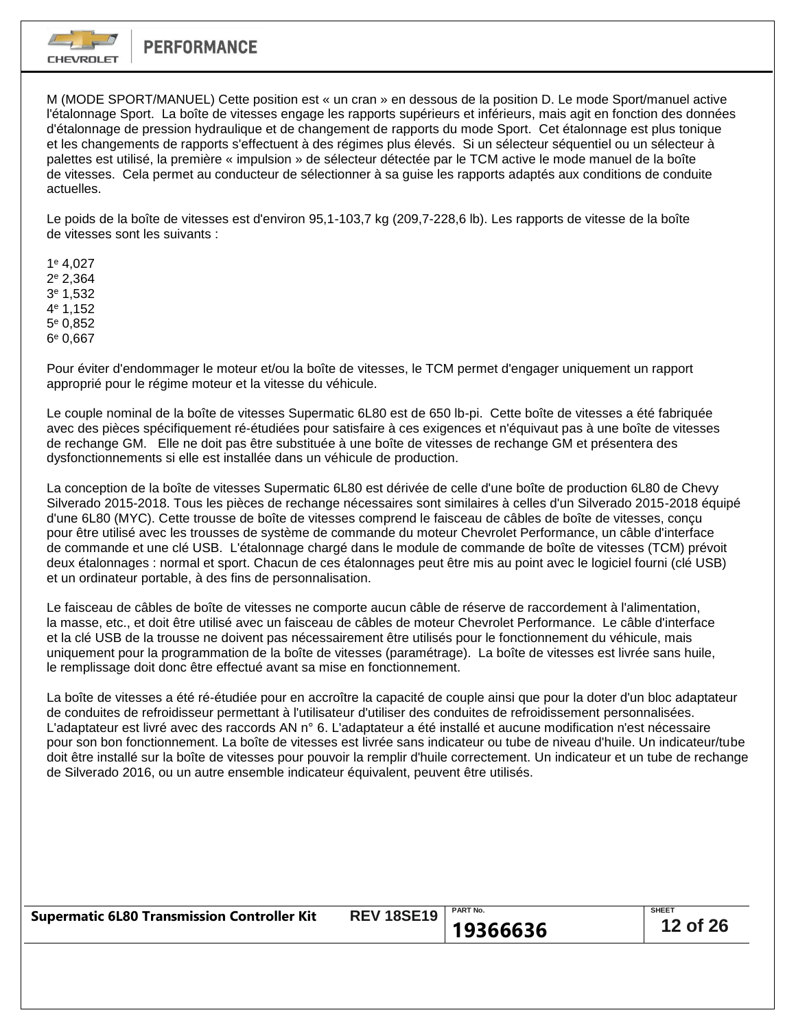M (MODE SPORT/MANUEL) Cette position est « un cran » en dessous de la position D. Le mode Sport/manuel active l'étalonnage Sport. La boîte de vitesses engage les rapports supérieurs et inférieurs, mais agit en fonction des données d'étalonnage de pression hydraulique et de changement de rapports du mode Sport. Cet étalonnage est plus tonique et les changements de rapports s'effectuent à des régimes plus élevés. Si un sélecteur séquentiel ou un sélecteur à palettes est utilisé, la première « impulsion » de sélecteur détectée par le TCM active le mode manuel de la boîte de vitesses. Cela permet au conducteur de sélectionner à sa guise les rapports adaptés aux conditions de conduite actuelles.

Le poids de la boîte de vitesses est d'environ 95,1-103,7 kg (209,7-228,6 lb). Les rapports de vitesse de la boîte de vitesses sont les suivants :

1e 4,027
2e 2,364
3e 1,532
4e 1,152
5e 0,852
6e 0,667

Pour éviter d'endommager le moteur et/ou la boîte de vitesses, le TCM permet d'engager uniquement un rapport approprié pour le régime moteur et la vitesse du véhicule.

Le couple nominal de la boîte de vitesses Supermatic 6L80 est de 650 lb-pi. Cette boîte de vitesses a été fabriquée avec des pièces spécifiquement ré-étudiées pour satisfaire à ces exigences et n'équivaut pas à une boîte de vitesses de rechange GM. Elle ne doit pas être substituée à une boîte de vitesses de rechange GM et présentera des dysfonctionnements si elle est installée dans un véhicule de production.

La conception de la boîte de vitesses Supermatic 6L80 est dérivée de celle d'une boîte de production 6L80 de Chevy Silverado 2015-2018. Tous les pièces de rechange nécessaires sont similaires à celles d'un Silverado 2015-2018 équipé d'une 6L80 (MYC). Cette trousse de boîte de vitesses comprend le faisceau de câbles de boîte de vitesses, conçu pour être utilisé avec les trousses de système de commande du moteur Chevrolet Performance, un câble d'interface de commande et une clé USB. L'étalonnage chargé dans le module de commande de boîte de vitesses (TCM) prévoit deux étalonnages : normal et sport. Chacun de ces étalonnages peut être mis au point avec le logiciel fourni (clé USB) et un ordinateur portable, à des fins de personnalisation.

Le faisceau de câbles de boîte de vitesses ne comporte aucun câble de réserve de raccordement à l'alimentation, la masse, etc., et doit être utilisé avec un faisceau de câbles de moteur Chevrolet Performance. Le câble d'interface et la clé USB de la trousse ne doivent pas nécessairement être utilisés pour le fonctionnement du véhicule, mais uniquement pour la programmation de la boîte de vitesses (paramétrage). La boîte de vitesses est livrée sans huile, le remplissage doit donc être effectué avant sa mise en fonctionnement.

La boîte de vitesses a été ré-étudiée pour en accroître la capacité de couple ainsi que pour la doter d'un bloc adaptateur de conduites de refroidisseur permettant à l'utilisateur d'utiliser des conduites de refroidissement personnalisées. L'adaptateur est livré avec des raccords AN n° 6. L'adaptateur a été installé et aucune modification n'est nécessaire pour son bon fonctionnement. La boîte de vitesses est livrée sans indicateur ou tube de niveau d'huile. Un indicateur/tube doit être installé sur la boîte de vitesses pour pouvoir la remplir d'huile correctement. Un indicateur et un tube de rechange de Silverado 2016, ou un autre ensemble indicateur équivalent, peuvent être utilisés.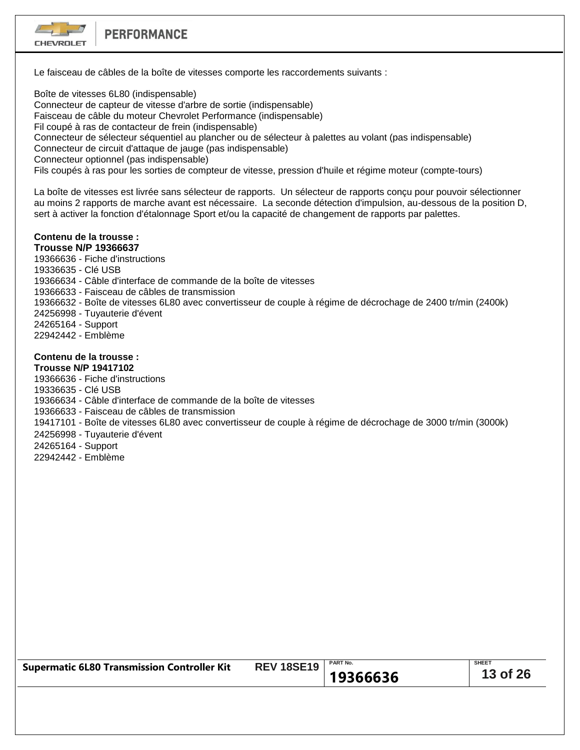Le faisceau de câbles de la boîte de vitesses comporte les raccordements suivants :

Boîte de vitesses 6L80 (indispensable)
Connecteur de capteur de vitesse d'arbre de sortie (indispensable)
Faisceau de câble du moteur Chevrolet Performance (indispensable)
Fil coupé à ras de contacteur de frein (indispensable)
Connecteur de sélecteur séquentiel au plancher ou de sélecteur à palettes au volant (pas indispensable)
Connecteur de circuit d'attaque de jauge (pas indispensable)
Connecteur optionnel (pas indispensable)
Fils coupés à ras pour les sorties de compteur de vitesse, pression d'huile et régime moteur (compte-tours)

La boîte de vitesses est livrée sans sélecteur de rapports. Un sélecteur de rapports conçu pour pouvoir sélectionner au moins 2 rapports de marche avant est nécessaire. La seconde détection d'impulsion, au-dessous de la position D, sert à activer la fonction d'étalonnage Sport et/ou la capacité de changement de rapports par palettes.

**Contenu de la trousse :**
**Trousse N/P 19366637**

19366636 - Fiche d'instructions
19336635 - Clé USB
19366634 - Câble d'interface de commande de la boîte de vitesses
19366633 - Faisceau de câbles de transmission
19366632 - Boîte de vitesses 6L80 avec convertisseur de couple à régime de décrochage de 2400 tr/min (2400k)
24256998 - Tuyauterie d'évent
24265164 - Support
22942442 - Emblème

**Contenu de la trousse :**
**Trousse N/P 19417102**

19366636 - Fiche d'instructions
19336635 - Clé USB
19366634 - Câble d'interface de commande de la boîte de vitesses
19366633 - Faisceau de câbles de transmission
19417101 - Boîte de vitesses 6L80 avec convertisseur de couple à régime de décrochage de 3000 tr/min (3000k)
24256998 - Tuyauterie d'évent
24265164 - Support
22942442 - Emblème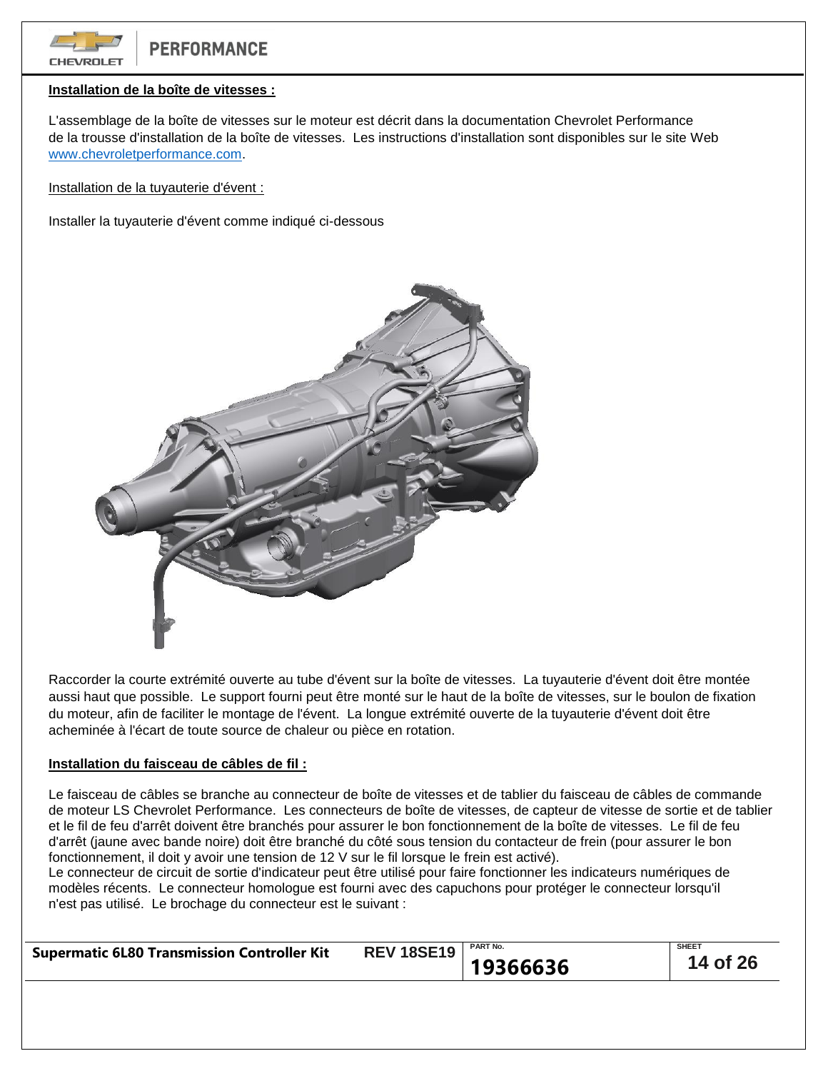**Installation de la boîte de vitesses :**

L'assemblage de la boîte de vitesses sur le moteur est décrit dans la documentation Chevrolet Performance de la trousse d'installation de la boîte de vitesses. Les instructions d'installation sont disponibles sur le site Web www.chevroletperformance.com.

Installation de la tuyauterie d'évent :

Installer la tuyauterie d'évent comme indiqué ci-dessous

Raccorder la courte extrémité ouverte au tube d'évent sur la boîte de vitesses. La tuyauterie d'évent doit être montée aussi haut que possible. Le support fourni peut être monté sur le haut de la boîte de vitesses, sur le boulon de fixation du moteur, afin de faciliter le montage de l'évent. La longue extrémité ouverte de la tuyauterie d'évent doit être acheminée à l'écart de toute source de chaleur ou pièce en rotation.

**Installation du faisceau de câbles de fil :**

Le faisceau de câbles se branche au connecteur de boîte de vitesses et de tablier du faisceau de câbles de commande de moteur LS Chevrolet Performance. Les connecteurs de boîte de vitesses, de capteur de vitesse de sortie et de tablier et le fil de feu d'arrêt doivent être branchés pour assurer le bon fonctionnement de la boîte de vitesses. Le fil de feu d'arrêt (jaune avec bande noire) doit être branché du côté sous tension du contacteur de frein (pour assurer le bon fonctionnement, il doit y avoir une tension de 12 V sur le fil lorsque le frein est activé).
Le connecteur de circuit de sortie d'indicateur peut être utilisé pour faire fonctionner les indicateurs numériques de modèles récents. Le connecteur homologue est fourni avec des capuchons pour protéger le connecteur lorsqu'il n'est pas utilisé. Le brochage du connecteur est le suivant :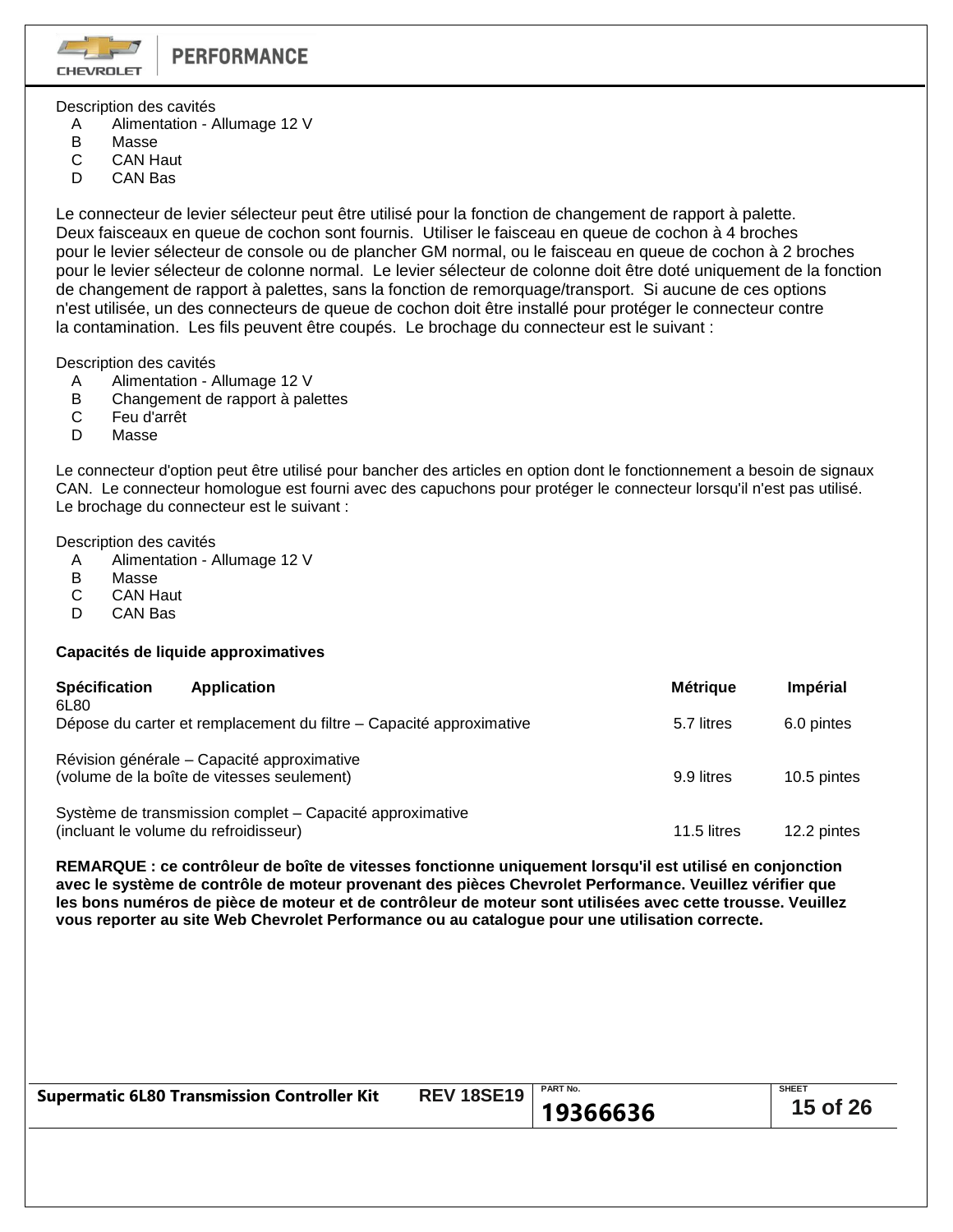Description des cavités

- A Alimentation - Allumage 12 V
- B Masse
- C CAN Haut
- D CAN Bas

Le connecteur de levier sélecteur peut être utilisé pour la fonction de changement de rapport à palette. Deux faisceaux en queue de cochon sont fournis. Utiliser le faisceau en queue de cochon à 4 broches pour le levier sélecteur de console ou de plancher GM normal, ou le faisceau en queue de cochon à 2 broches pour le levier sélecteur de colonne normal. Le levier sélecteur de colonne doit être doté uniquement de la fonction de changement de rapport à palettes, sans la fonction de remorquage/transport. Si aucune de ces options n'est utilisée, un des connecteurs de queue de cochon doit être installé pour protéger le connecteur contre la contamination. Les fils peuvent être coupés. Le brochage du connecteur est le suivant :

Description des cavités

- A Alimentation - Allumage 12 V
- B Changement de rapport à palettes
- C Feu d'arrêt
- D Masse

Le connecteur d'option peut être utilisé pour bancher des articles en option dont le fonctionnement a besoin de signaux CAN. Le connecteur homologue est fourni avec des capuchons pour protéger le connecteur lorsqu'il n'est pas utilisé. Le brochage du connecteur est le suivant :

Description des cavités

- A Alimentation - Allumage 12 V
- B Masse
- C CAN Haut
- D CAN Bas

**Capacités de liquide approximatives**

| **Spécification** **Application** | **Métrique** | **Impérial** |
|---|---|---|
| 6L80 | | |
| Dépose du carter et remplacement du filtre – Capacité approximative | 5.7 litres | 6.0 pintes |
| Révision générale – Capacité approximative (volume de la boîte de vitesses seulement) | 9.9 litres | 10.5 pintes |
| Système de transmission complet – Capacité approximative (incluant le volume du refroidisseur) | 11.5 litres | 12.2 pintes |

**REMARQUE : ce contrôleur de boîte de vitesses fonctionne uniquement lorsqu'il est utilisé en conjonction avec le système de contrôle de moteur provenant des pièces Chevrolet Performance. Veuillez vérifier que les bons numéros de pièce de moteur et de contrôleur de moteur sont utilisées avec cette trousse. Veuillez vous reporter au site Web Chevrolet Performance ou au catalogue pour une utilisation correcte.**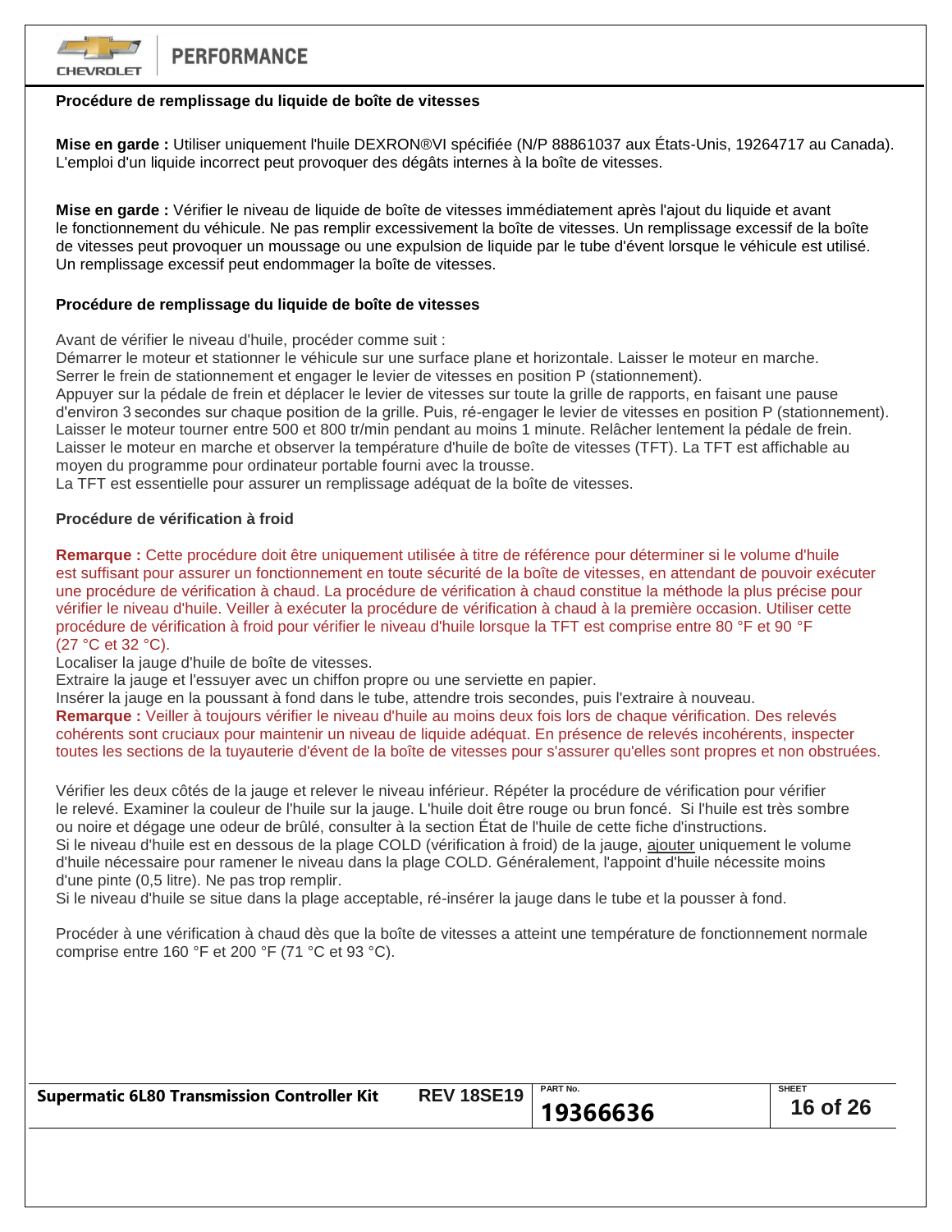**Procédure de remplissage du liquide de boîte de vitesses**

**Mise en garde :** Utiliser uniquement l'huile DEXRON®VI spécifiée (N/P 88861037 aux États-Unis, 19264717 au Canada). L'emploi d'un liquide incorrect peut provoquer des dégâts internes à la boîte de vitesses.

**Mise en garde :** Vérifier le niveau de liquide de boîte de vitesses immédiatement après l'ajout du liquide et avant le fonctionnement du véhicule. Ne pas remplir excessivement la boîte de vitesses. Un remplissage excessif de la boîte de vitesses peut provoquer un moussage ou une expulsion de liquide par le tube d'évent lorsque le véhicule est utilisé. Un remplissage excessif peut endommager la boîte de vitesses.

**Procédure de remplissage du liquide de boîte de vitesses**

Avant de vérifier le niveau d'huile, procéder comme suit :
Démarrer le moteur et stationner le véhicule sur une surface plane et horizontale. Laisser le moteur en marche.
Serrer le frein de stationnement et engager le levier de vitesses en position P (stationnement).
Appuyer sur la pédale de frein et déplacer le levier de vitesses sur toute la grille de rapports, en faisant une pause d'environ 3 secondes sur chaque position de la grille. Puis, ré-engager le levier de vitesses en position P (stationnement).
Laisser le moteur tourner entre 500 et 800 tr/min pendant au moins 1 minute. Relâcher lentement la pédale de frein.
Laisser le moteur en marche et observer la température d'huile de boîte de vitesses (TFT). La TFT est affichable au moyen du programme pour ordinateur portable fourni avec la trousse.
La TFT est essentielle pour assurer un remplissage adéquat de la boîte de vitesses.

**Procédure de vérification à froid**

**Remarque :** Cette procédure doit être uniquement utilisée à titre de référence pour déterminer si le volume d'huile est suffisant pour assurer un fonctionnement en toute sécurité de la boîte de vitesses, en attendant de pouvoir exécuter une procédure de vérification à chaud. La procédure de vérification à chaud constitue la méthode la plus précise pour vérifier le niveau d'huile. Veiller à exécuter la procédure de vérification à chaud à la première occasion. Utiliser cette procédure de vérification à froid pour vérifier le niveau d'huile lorsque la TFT est comprise entre 80 °F et 90 °F (27 °C et 32 °C).
Localiser la jauge d'huile de boîte de vitesses.
Extraire la jauge et l'essuyer avec un chiffon propre ou une serviette en papier.
Insérer la jauge en la poussant à fond dans le tube, attendre trois secondes, puis l'extraire à nouveau.
**Remarque :** Veiller à toujours vérifier le niveau d'huile au moins deux fois lors de chaque vérification. Des relevés cohérents sont cruciaux pour maintenir un niveau de liquide adéquat. En présence de relevés incohérents, inspecter toutes les sections de la tuyauterie d'évent de la boîte de vitesses pour s'assurer qu'elles sont propres et non obstruées.

Vérifier les deux côtés de la jauge et relever le niveau inférieur. Répéter la procédure de vérification pour vérifier le relevé. Examiner la couleur de l'huile sur la jauge. L'huile doit être rouge ou brun foncé. Si l'huile est très sombre ou noire et dégage une odeur de brûlé, consulter à la section État de l'huile de cette fiche d'instructions.
Si le niveau d'huile est en dessous de la plage COLD (vérification à froid) de la jauge, <u>ajouter</u> uniquement le volume d'huile nécessaire pour ramener le niveau dans la plage COLD. Généralement, l'appoint d'huile nécessite moins d'une pinte (0,5 litre). Ne pas trop remplir.
Si le niveau d'huile se situe dans la plage acceptable, ré-insérer la jauge dans le tube et la pousser à fond.

Procéder à une vérification à chaud dès que la boîte de vitesses a atteint une température de fonctionnement normale comprise entre 160 °F et 200 °F (71 °C et 93 °C).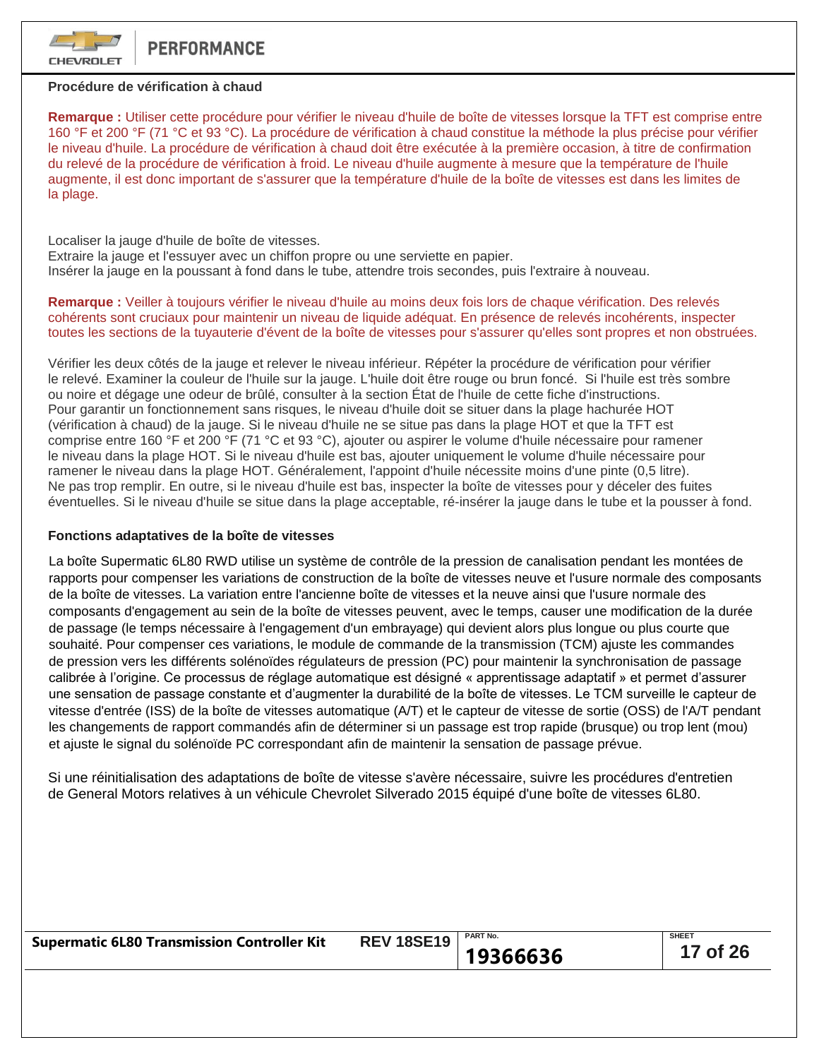### Procédure de vérification à chaud

**Remarque :** Utiliser cette procédure pour vérifier le niveau d'huile de boîte de vitesses lorsque la TFT est comprise entre 160 °F et 200 °F (71 °C et 93 °C). La procédure de vérification à chaud constitue la méthode la plus précise pour vérifier le niveau d'huile. La procédure de vérification à chaud doit être exécutée à la première occasion, à titre de confirmation du relevé de la procédure de vérification à froid. Le niveau d'huile augmente à mesure que la température de l'huile augmente, il est donc important de s'assurer que la température d'huile de la boîte de vitesses est dans les limites de la plage.

Localiser la jauge d'huile de boîte de vitesses.
Extraire la jauge et l'essuyer avec un chiffon propre ou une serviette en papier.
Insérer la jauge en la poussant à fond dans le tube, attendre trois secondes, puis l'extraire à nouveau.

**Remarque :** Veiller à toujours vérifier le niveau d'huile au moins deux fois lors de chaque vérification. Des relevés cohérents sont cruciaux pour maintenir un niveau de liquide adéquat. En présence de relevés incohérents, inspecter toutes les sections de la tuyauterie d'évent de la boîte de vitesses pour s'assurer qu'elles sont propres et non obstruées.

Vérifier les deux côtés de la jauge et relever le niveau inférieur. Répéter la procédure de vérification pour vérifier le relevé. Examiner la couleur de l'huile sur la jauge. L'huile doit être rouge ou brun foncé. Si l'huile est très sombre ou noire et dégage une odeur de brûlé, consulter à la section État de l'huile de cette fiche d'instructions.
Pour garantir un fonctionnement sans risques, le niveau d'huile doit se situer dans la plage hachurée HOT (vérification à chaud) de la jauge. Si le niveau d'huile ne se situe pas dans la plage HOT et que la TFT est comprise entre 160 °F et 200 °F (71 °C et 93 °C), ajouter ou aspirer le volume d'huile nécessaire pour ramener le niveau dans la plage HOT. Si le niveau d'huile est bas, ajouter uniquement le volume d'huile nécessaire pour ramener le niveau dans la plage HOT. Généralement, l'appoint d'huile nécessite moins d'une pinte (0,5 litre).
Ne pas trop remplir. En outre, si le niveau d'huile est bas, inspecter la boîte de vitesses pour y déceler des fuites éventuelles. Si le niveau d'huile se situe dans la plage acceptable, ré-insérer la jauge dans le tube et la pousser à fond.

### Fonctions adaptatives de la boîte de vitesses

La boîte Supermatic 6L80 RWD utilise un système de contrôle de la pression de canalisation pendant les montées de rapports pour compenser les variations de construction de la boîte de vitesses neuve et l'usure normale des composants de la boîte de vitesses. La variation entre l'ancienne boîte de vitesses et la neuve ainsi que l'usure normale des composants d'engagement au sein de la boîte de vitesses peuvent, avec le temps, causer une modification de la durée de passage (le temps nécessaire à l'engagement d'un embrayage) qui devient alors plus longue ou plus courte que souhaité. Pour compenser ces variations, le module de commande de la transmission (TCM) ajuste les commandes de pression vers les différents solénoïdes régulateurs de pression (PC) pour maintenir la synchronisation de passage calibrée à l'origine. Ce processus de réglage automatique est désigné « apprentissage adaptatif » et permet d'assurer une sensation de passage constante et d'augmenter la durabilité de la boîte de vitesses. Le TCM surveille le capteur de vitesse d'entrée (ISS) de la boîte de vitesses automatique (A/T) et le capteur de vitesse de sortie (OSS) de l'A/T pendant les changements de rapport commandés afin de déterminer si un passage est trop rapide (brusque) ou trop lent (mou) et ajuste le signal du solénoïde PC correspondant afin de maintenir la sensation de passage prévue.

Si une réinitialisation des adaptations de boîte de vitesse s'avère nécessaire, suivre les procédures d'entretien de General Motors relatives à un véhicule Chevrolet Silverado 2015 équipé d'une boîte de vitesses 6L80.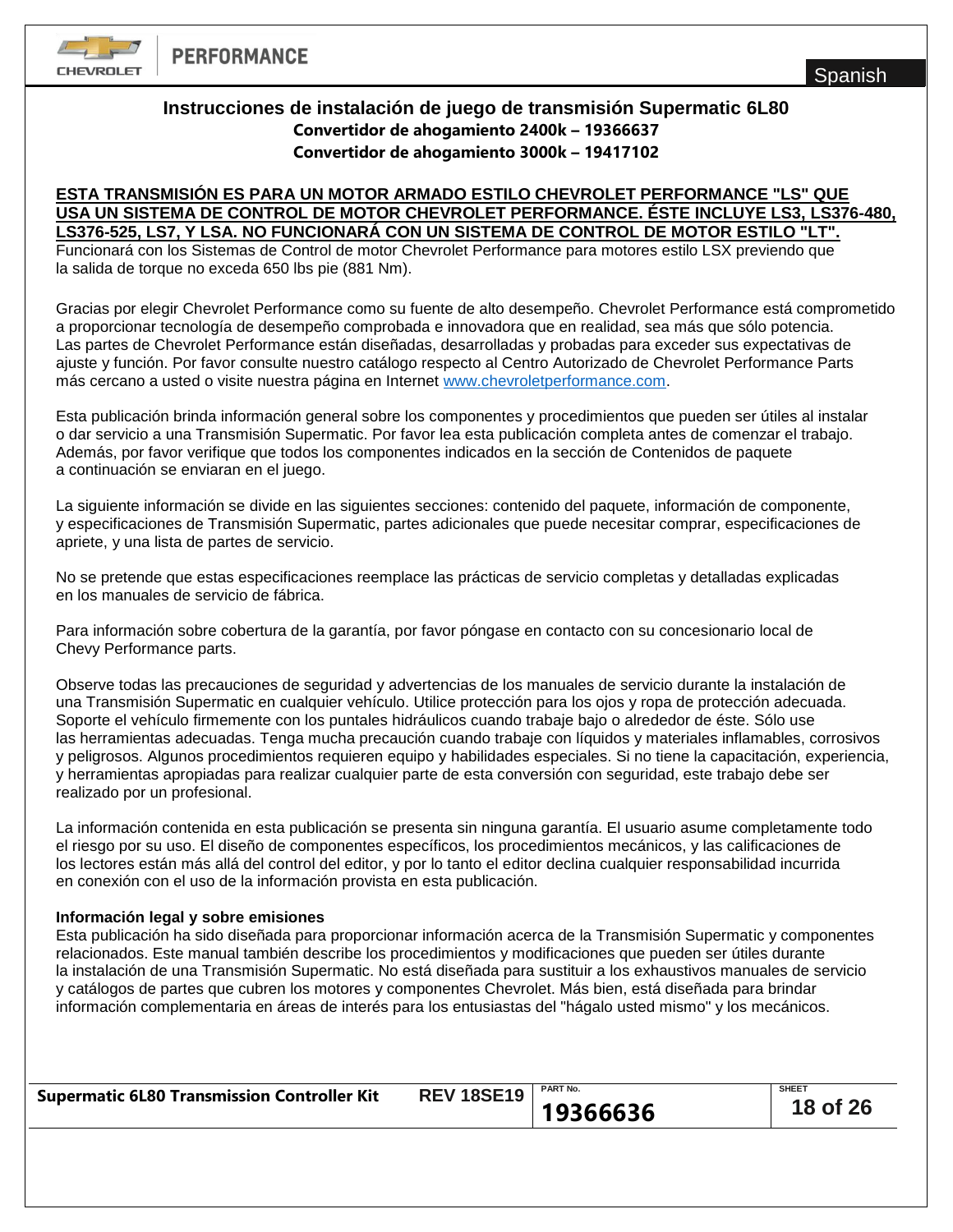# Instrucciones de instalación de juego de transmisión Supermatic 6L80

**Convertidor de ahogamiento 2400k – 19366637**

**Convertidor de ahogamiento 3000k – 19417102**

**ESTA TRANSMISIÓN ES PARA UN MOTOR ARMADO ESTILO CHEVROLET PERFORMANCE "LS" QUE USA UN SISTEMA DE CONTROL DE MOTOR CHEVROLET PERFORMANCE. ÉSTE INCLUYE LS3, LS376-480, LS376-525, LS7, Y LSA. NO FUNCIONARÁ CON UN SISTEMA DE CONTROL DE MOTOR ESTILO "LT".**
Funcionará con los Sistemas de Control de motor Chevrolet Performance para motores estilo LSX previendo que la salida de torque no exceda 650 lbs pie (881 Nm).

Gracias por elegir Chevrolet Performance como su fuente de alto desempeño. Chevrolet Performance está comprometido a proporcionar tecnología de desempeño comprobada e innovadora que en realidad, sea más que sólo potencia. Las partes de Chevrolet Performance están diseñadas, desarrolladas y probadas para exceder sus expectativas de ajuste y función. Por favor consulte nuestro catálogo respecto al Centro Autorizado de Chevrolet Performance Parts más cercano a usted o visite nuestra página en Internet www.chevroletperformance.com.

Esta publicación brinda información general sobre los componentes y procedimientos que pueden ser útiles al instalar o dar servicio a una Transmisión Supermatic. Por favor lea esta publicación completa antes de comenzar el trabajo. Además, por favor verifique que todos los componentes indicados en la sección de Contenidos de paquete a continuación se enviaran en el juego.

La siguiente información se divide en las siguientes secciones: contenido del paquete, información de componente, y especificaciones de Transmisión Supermatic, partes adicionales que puede necesitar comprar, especificaciones de apriete, y una lista de partes de servicio.

No se pretende que estas especificaciones reemplace las prácticas de servicio completas y detalladas explicadas en los manuales de servicio de fábrica.

Para información sobre cobertura de la garantía, por favor póngase en contacto con su concesionario local de Chevy Performance parts.

Observe todas las precauciones de seguridad y advertencias de los manuales de servicio durante la instalación de una Transmisión Supermatic en cualquier vehículo. Utilice protección para los ojos y ropa de protección adecuada. Soporte el vehículo firmemente con los puntales hidráulicos cuando trabaje bajo o alrededor de éste. Sólo use las herramientas adecuadas. Tenga mucha precaución cuando trabaje con líquidos y materiales inflamables, corrosivos y peligrosos. Algunos procedimientos requieren equipo y habilidades especiales. Si no tiene la capacitación, experiencia, y herramientas apropiadas para realizar cualquier parte de esta conversión con seguridad, este trabajo debe ser realizado por un profesional.

La información contenida en esta publicación se presenta sin ninguna garantía. El usuario asume completamente todo el riesgo por su uso. El diseño de componentes específicos, los procedimientos mecánicos, y las calificaciones de los lectores están más allá del control del editor, y por lo tanto el editor declina cualquier responsabilidad incurrida en conexión con el uso de la información provista en esta publicación.

**Información legal y sobre emisiones**
Esta publicación ha sido diseñada para proporcionar información acerca de la Transmisión Supermatic y componentes relacionados. Este manual también describe los procedimientos y modificaciones que pueden ser útiles durante la instalación de una Transmisión Supermatic. No está diseñada para sustituir a los exhaustivos manuales de servicio y catálogos de partes que cubren los motores y componentes Chevrolet. Más bien, está diseñada para brindar información complementaria en áreas de interés para los entusiastas del "hágalo usted mismo" y los mecánicos.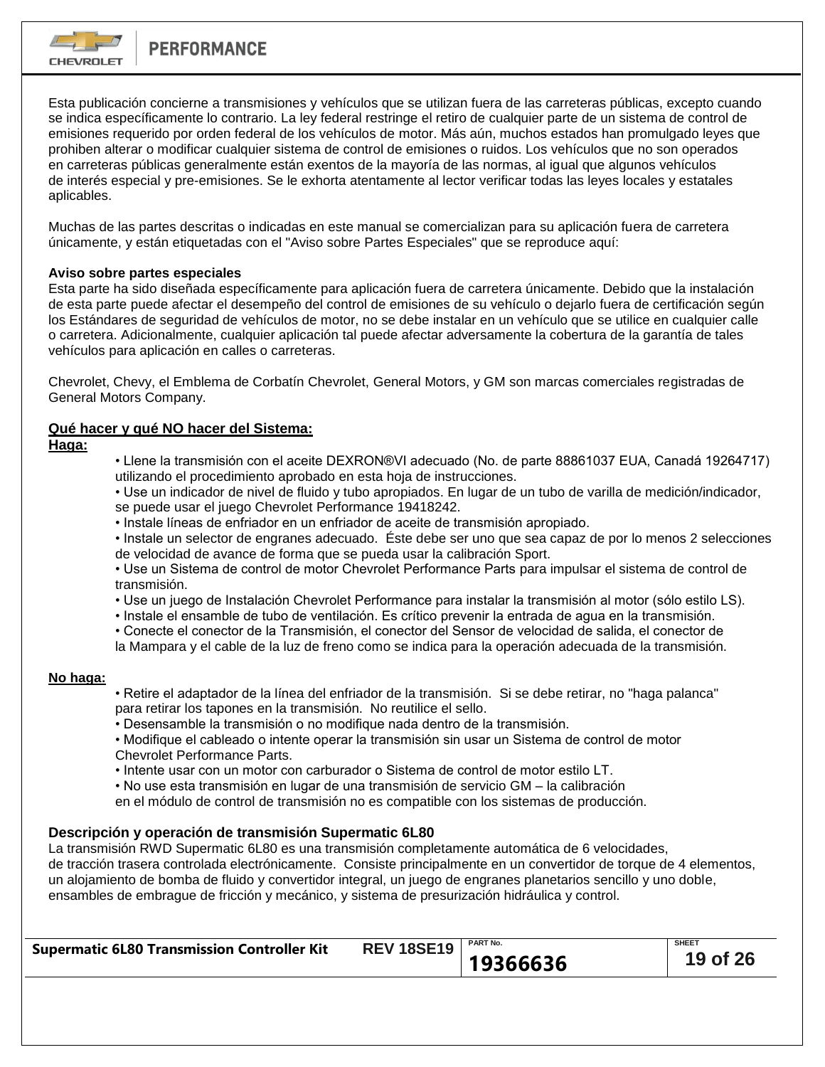Esta publicación concierne a transmisiones y vehículos que se utilizan fuera de las carreteras públicas, excepto cuando se indica específicamente lo contrario. La ley federal restringe el retiro de cualquier parte de un sistema de control de emisiones requerido por orden federal de los vehículos de motor. Más aún, muchos estados han promulgado leyes que prohiben alterar o modificar cualquier sistema de control de emisiones o ruidos. Los vehículos que no son operados en carreteras públicas generalmente están exentos de la mayoría de las normas, al igual que algunos vehículos de interés especial y pre-emisiones. Se le exhorta atentamente al lector verificar todas las leyes locales y estatales aplicables.

Muchas de las partes descritas o indicadas en este manual se comercializan para su aplicación fuera de carretera únicamente, y están etiquetadas con el "Aviso sobre Partes Especiales" que se reproduce aquí:

**Aviso sobre partes especiales**
Esta parte ha sido diseñada específicamente para aplicación fuera de carretera únicamente. Debido que la instalación de esta parte puede afectar el desempeño del control de emisiones de su vehículo o dejarlo fuera de certificación según los Estándares de seguridad de vehículos de motor, no se debe instalar en un vehículo que se utilice en cualquier calle o carretera. Adicionalmente, cualquier aplicación tal puede afectar adversamente la cobertura de la garantía de tales vehículos para aplicación en calles o carreteras.

Chevrolet, Chevy, el Emblema de Corbatín Chevrolet, General Motors, y GM son marcas comerciales registradas de General Motors Company.

**<u>Qué hacer y qué NO hacer del Sistema:</u>**

**<u>Haga:</u>**

- Llene la transmisión con el aceite DEXRON®VI adecuado (No. de parte 88861037 EUA, Canadá 19264717) utilizando el procedimiento aprobado en esta hoja de instrucciones.
- Use un indicador de nivel de fluido y tubo apropiados. En lugar de un tubo de varilla de medición/indicador, se puede usar el juego Chevrolet Performance 19418242.
- Instale líneas de enfriador en un enfriador de aceite de transmisión apropiado.
- Instale un selector de engranes adecuado. Éste debe ser uno que sea capaz de por lo menos 2 selecciones de velocidad de avance de forma que se pueda usar la calibración Sport.
- Use un Sistema de control de motor Chevrolet Performance Parts para impulsar el sistema de control de transmisión.
- Use un juego de Instalación Chevrolet Performance para instalar la transmisión al motor (sólo estilo LS).
- Instale el ensamble de tubo de ventilación. Es crítico prevenir la entrada de agua en la transmisión.
- Conecte el conector de la Transmisión, el conector del Sensor de velocidad de salida, el conector de la Mampara y el cable de la luz de freno como se indica para la operación adecuada de la transmisión.

**<u>No haga:</u>**

- Retire el adaptador de la línea del enfriador de la transmisión. Si se debe retirar, no "haga palanca" para retirar los tapones en la transmisión. No reutilice el sello.
- Desensamble la transmisión o no modifique nada dentro de la transmisión.
- Modifique el cableado o intente operar la transmisión sin usar un Sistema de control de motor Chevrolet Performance Parts.
- Intente usar con un motor con carburador o Sistema de control de motor estilo LT.
- No use esta transmisión en lugar de una transmisión de servicio GM – la calibración en el módulo de control de transmisión no es compatible con los sistemas de producción.

**Descripción y operación de transmisión Supermatic 6L80**
La transmisión RWD Supermatic 6L80 es una transmisión completamente automática de 6 velocidades, de tracción trasera controlada electrónicamente. Consiste principalmente en un convertidor de torque de 4 elementos, un alojamiento de bomba de fluido y convertidor integral, un juego de engranes planetarios sencillo y uno doble, ensambles de embrague de fricción y mecánico, y sistema de presurización hidráulica y control.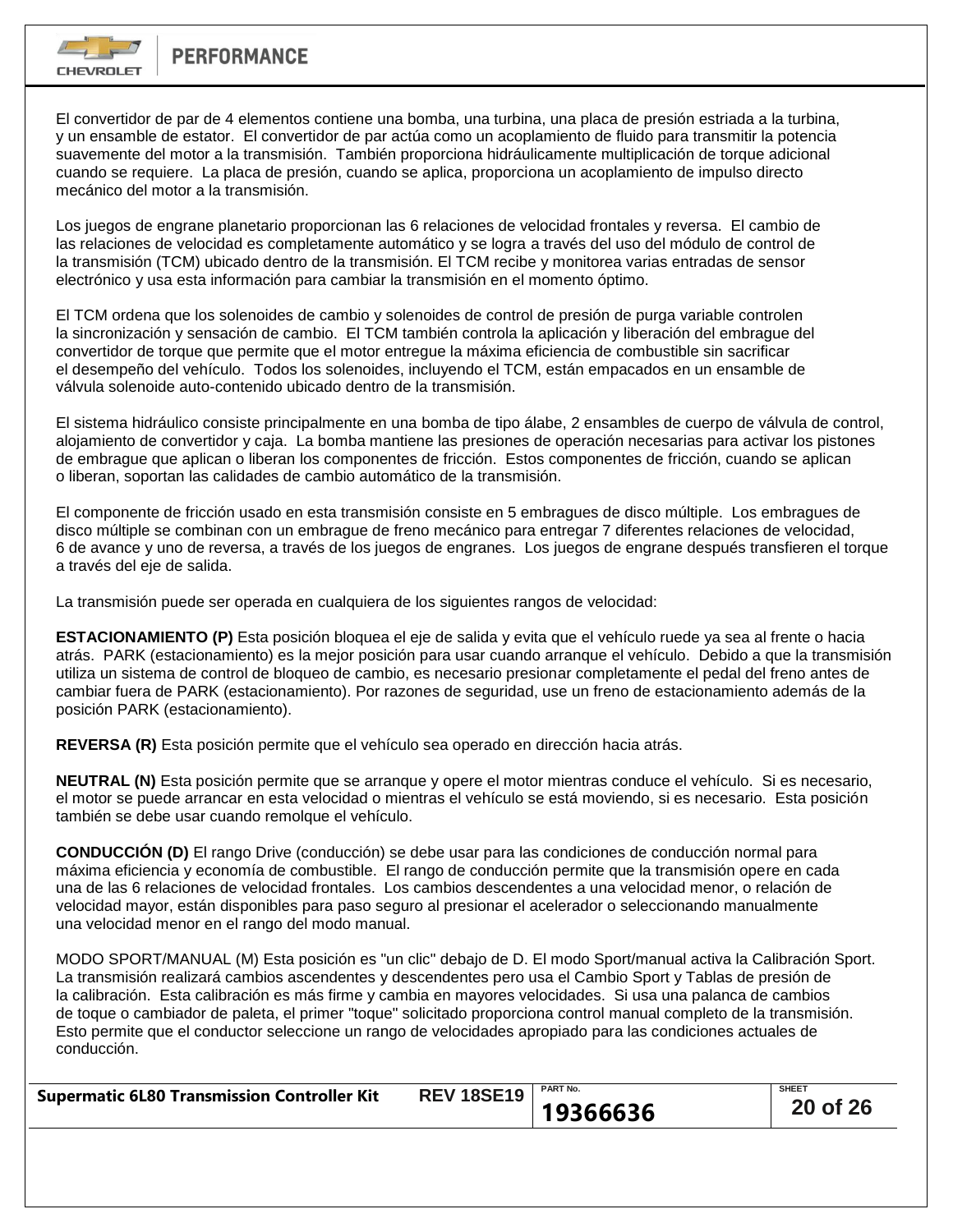El convertidor de par de 4 elementos contiene una bomba, una turbina, una placa de presión estriada a la turbina, y un ensamble de estator. El convertidor de par actúa como un acoplamiento de fluido para transmitir la potencia suavemente del motor a la transmisión. También proporciona hidráulicamente multiplicación de torque adicional cuando se requiere. La placa de presión, cuando se aplica, proporciona un acoplamiento de impulso directo mecánico del motor a la transmisión.

Los juegos de engrane planetario proporcionan las 6 relaciones de velocidad frontales y reversa. El cambio de las relaciones de velocidad es completamente automático y se logra a través del uso del módulo de control de la transmisión (TCM) ubicado dentro de la transmisión. El TCM recibe y monitorea varias entradas de sensor electrónico y usa esta información para cambiar la transmisión en el momento óptimo.

El TCM ordena que los solenoides de cambio y solenoides de control de presión de purga variable controlen la sincronización y sensación de cambio. El TCM también controla la aplicación y liberación del embrague del convertidor de torque que permite que el motor entregue la máxima eficiencia de combustible sin sacrificar el desempeño del vehículo. Todos los solenoides, incluyendo el TCM, están empacados en un ensamble de válvula solenoide auto-contenido ubicado dentro de la transmisión.

El sistema hidráulico consiste principalmente en una bomba de tipo álabe, 2 ensambles de cuerpo de válvula de control, alojamiento de convertidor y caja. La bomba mantiene las presiones de operación necesarias para activar los pistones de embrague que aplican o liberan los componentes de fricción. Estos componentes de fricción, cuando se aplican o liberan, soportan las calidades de cambio automático de la transmisión.

El componente de fricción usado en esta transmisión consiste en 5 embragues de disco múltiple. Los embragues de disco múltiple se combinan con un embrague de freno mecánico para entregar 7 diferentes relaciones de velocidad, 6 de avance y uno de reversa, a través de los juegos de engranes. Los juegos de engrane después transfieren el torque a través del eje de salida.

La transmisión puede ser operada en cualquiera de los siguientes rangos de velocidad:

**ESTACIONAMIENTO (P)** Esta posición bloquea el eje de salida y evita que el vehículo ruede ya sea al frente o hacia atrás. PARK (estacionamiento) es la mejor posición para usar cuando arranque el vehículo. Debido a que la transmisión utiliza un sistema de control de bloqueo de cambio, es necesario presionar completamente el pedal del freno antes de cambiar fuera de PARK (estacionamiento). Por razones de seguridad, use un freno de estacionamiento además de la posición PARK (estacionamiento).

**REVERSA (R)** Esta posición permite que el vehículo sea operado en dirección hacia atrás.

**NEUTRAL (N)** Esta posición permite que se arranque y opere el motor mientras conduce el vehículo. Si es necesario, el motor se puede arrancar en esta velocidad o mientras el vehículo se está moviendo, si es necesario. Esta posición también se debe usar cuando remolque el vehículo.

**CONDUCCIÓN (D)** El rango Drive (conducción) se debe usar para las condiciones de conducción normal para máxima eficiencia y economía de combustible. El rango de conducción permite que la transmisión opere en cada una de las 6 relaciones de velocidad frontales. Los cambios descendentes a una velocidad menor, o relación de velocidad mayor, están disponibles para paso seguro al presionar el acelerador o seleccionando manualmente una velocidad menor en el rango del modo manual.

MODO SPORT/MANUAL (M) Esta posición es "un clic" debajo de D. El modo Sport/manual activa la Calibración Sport. La transmisión realizará cambios ascendentes y descendentes pero usa el Cambio Sport y Tablas de presión de la calibración. Esta calibración es más firme y cambia en mayores velocidades. Si usa una palanca de cambios de toque o cambiador de paleta, el primer "toque" solicitado proporciona control manual completo de la transmisión. Esto permite que el conductor seleccione un rango de velocidades apropiado para las condiciones actuales de conducción.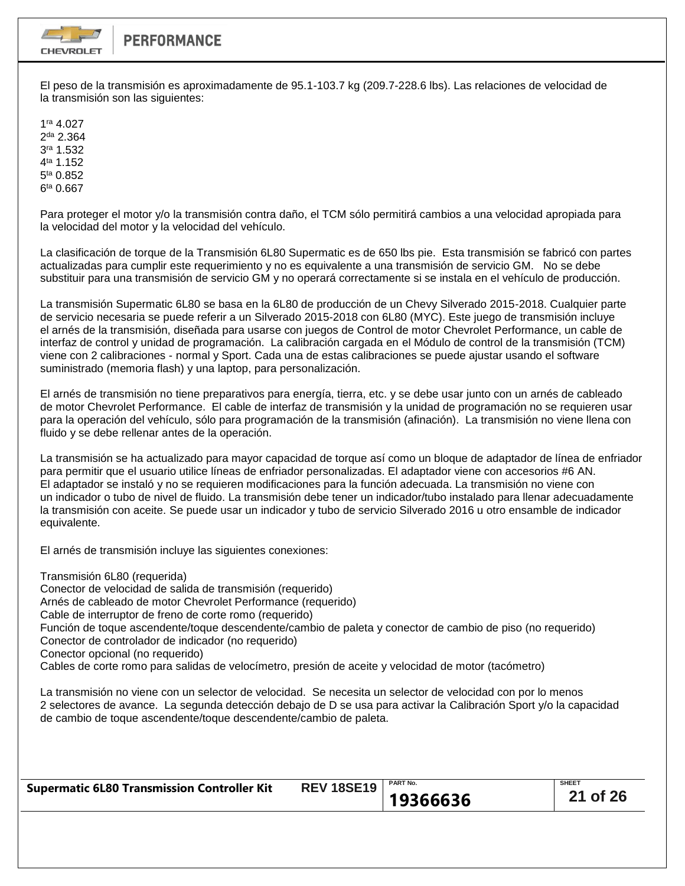El peso de la transmisión es aproximadamente de 95.1-103.7 kg (209.7-228.6 lbs). Las relaciones de velocidad de la transmisión son las siguientes:

1ra 4.027
2da 2.364
3ra 1.532
4ta 1.152
5ta 0.852
6ta 0.667

Para proteger el motor y/o la transmisión contra daño, el TCM sólo permitirá cambios a una velocidad apropiada para la velocidad del motor y la velocidad del vehículo.

La clasificación de torque de la Transmisión 6L80 Supermatic es de 650 lbs pie. Esta transmisión se fabricó con partes actualizadas para cumplir este requerimiento y no es equivalente a una transmisión de servicio GM. No se debe substituir para una transmisión de servicio GM y no operará correctamente si se instala en el vehículo de producción.

La transmisión Supermatic 6L80 se basa en la 6L80 de producción de un Chevy Silverado 2015-2018. Cualquier parte de servicio necesaria se puede referir a un Silverado 2015-2018 con 6L80 (MYC). Este juego de transmisión incluye el arnés de la transmisión, diseñada para usarse con juegos de Control de motor Chevrolet Performance, un cable de interfaz de control y unidad de programación. La calibración cargada en el Módulo de control de la transmisión (TCM) viene con 2 calibraciones - normal y Sport. Cada una de estas calibraciones se puede ajustar usando el software suministrado (memoria flash) y una laptop, para personalización.

El arnés de transmisión no tiene preparativos para energía, tierra, etc. y se debe usar junto con un arnés de cableado de motor Chevrolet Performance. El cable de interfaz de transmisión y la unidad de programación no se requieren usar para la operación del vehículo, sólo para programación de la transmisión (afinación). La transmisión no viene llena con fluido y se debe rellenar antes de la operación.

La transmisión se ha actualizado para mayor capacidad de torque así como un bloque de adaptador de línea de enfriador para permitir que el usuario utilice líneas de enfriador personalizadas. El adaptador viene con accesorios #6 AN. El adaptador se instaló y no se requieren modificaciones para la función adecuada. La transmisión no viene con un indicador o tubo de nivel de fluido. La transmisión debe tener un indicador/tubo instalado para llenar adecuadamente la transmisión con aceite. Se puede usar un indicador y tubo de servicio Silverado 2016 u otro ensamble de indicador equivalente.

El arnés de transmisión incluye las siguientes conexiones:

Transmisión 6L80 (requerida)
Conector de velocidad de salida de transmisión (requerido)
Arnés de cableado de motor Chevrolet Performance (requerido)
Cable de interruptor de freno de corte romo (requerido)
Función de toque ascendente/toque descendente/cambio de paleta y conector de cambio de piso (no requerido)
Conector de controlador de indicador (no requerido)
Conector opcional (no requerido)
Cables de corte romo para salidas de velocímetro, presión de aceite y velocidad de motor (tacómetro)

La transmisión no viene con un selector de velocidad. Se necesita un selector de velocidad con por lo menos 2 selectores de avance. La segunda detección debajo de D se usa para activar la Calibración Sport y/o la capacidad de cambio de toque ascendente/toque descendente/cambio de paleta.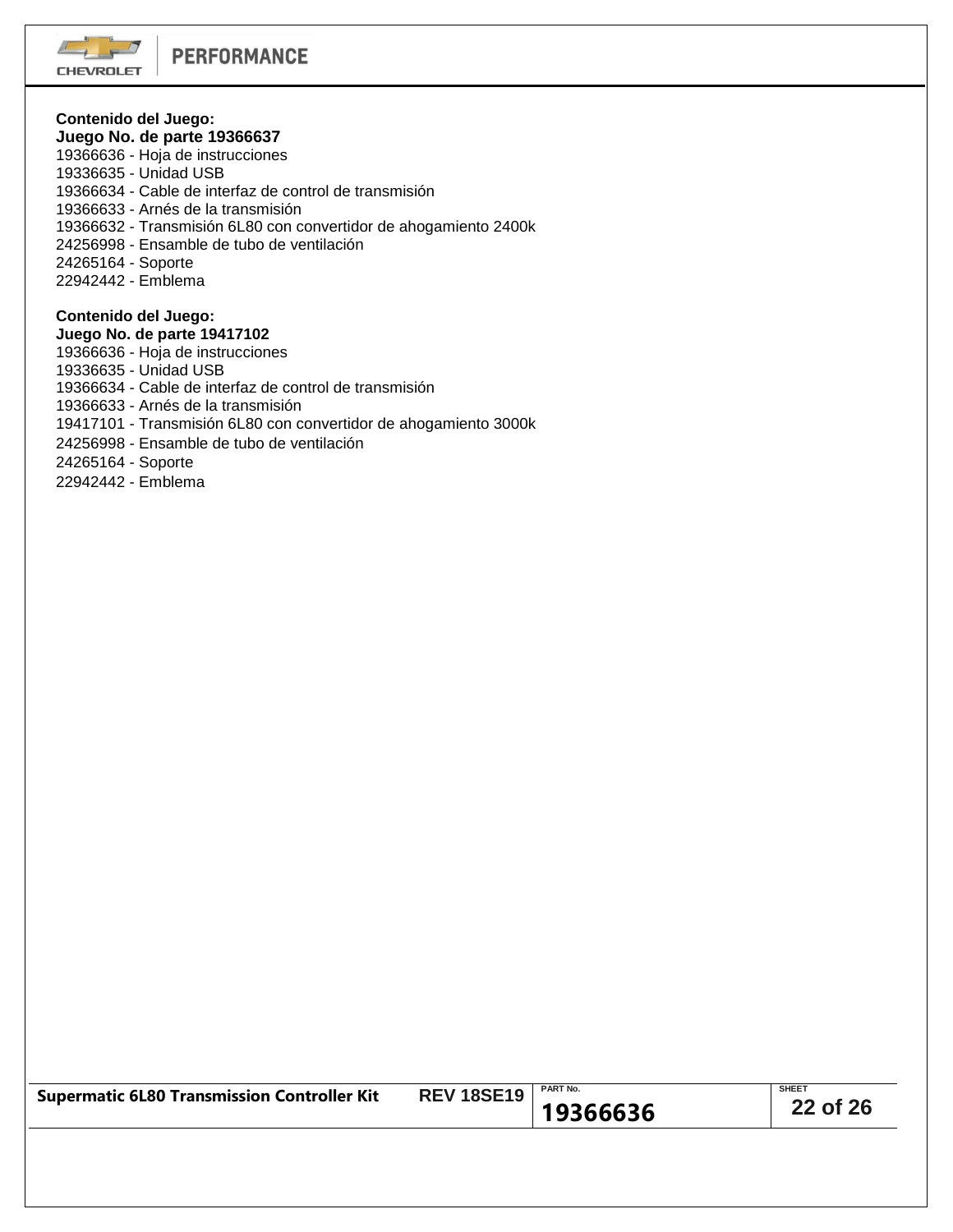**Contenido del Juego:**
**Juego No. de parte 19366637**

19366636 - Hoja de instrucciones
19336635 - Unidad USB
19366634 - Cable de interfaz de control de transmisión
19366633 - Arnés de la transmisión
19366632 - Transmisión 6L80 con convertidor de ahogamiento 2400k
24256998 - Ensamble de tubo de ventilación
24265164 - Soporte
22942442 - Emblema

**Contenido del Juego:**
**Juego No. de parte 19417102**

19366636 - Hoja de instrucciones
19336635 - Unidad USB
19366634 - Cable de interfaz de control de transmisión
19366633 - Arnés de la transmisión
19417101 - Transmisión 6L80 con convertidor de ahogamiento 3000k
24256998 - Ensamble de tubo de ventilación
24265164 - Soporte
22942442 - Emblema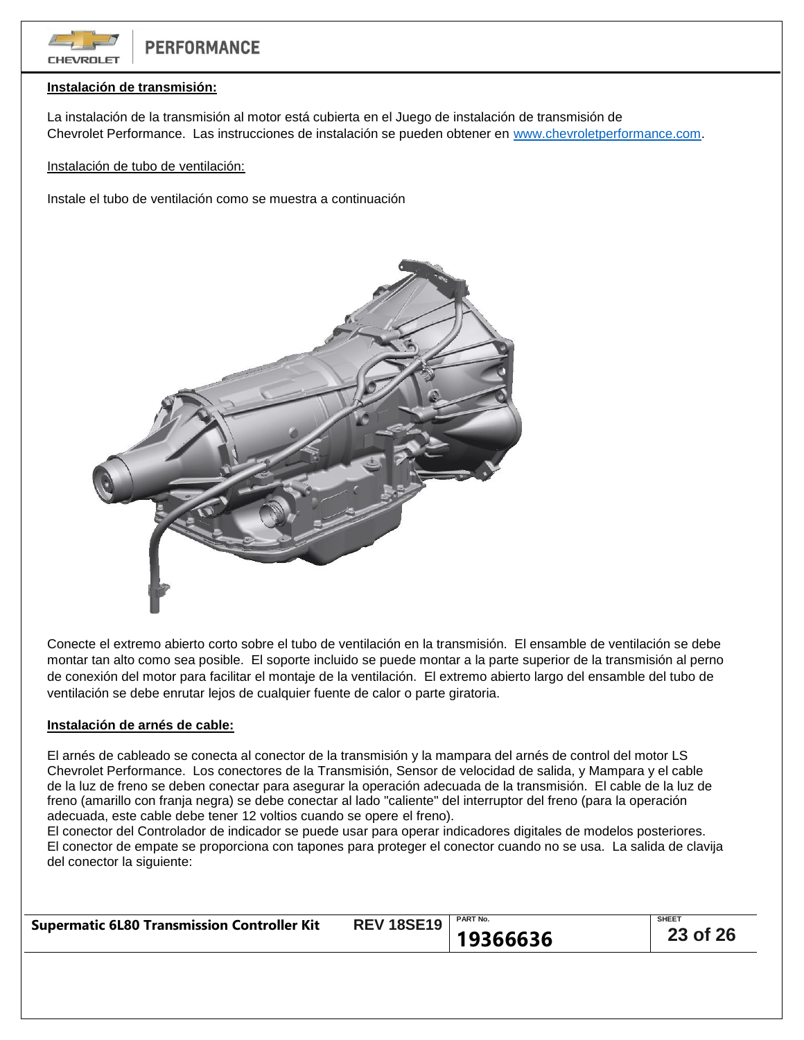**Instalación de transmisión:**

La instalación de la transmisión al motor está cubierta en el Juego de instalación de transmisión de Chevrolet Performance. Las instrucciones de instalación se pueden obtener en www.chevroletperformance.com.

Instalación de tubo de ventilación:

Instale el tubo de ventilación como se muestra a continuación

Conecte el extremo abierto corto sobre el tubo de ventilación en la transmisión. El ensamble de ventilación se debe montar tan alto como sea posible. El soporte incluido se puede montar a la parte superior de la transmisión al perno de conexión del motor para facilitar el montaje de la ventilación. El extremo abierto largo del ensamble del tubo de ventilación se debe enrutar lejos de cualquier fuente de calor o parte giratoria.

**Instalación de arnés de cable:**

El arnés de cableado se conecta al conector de la transmisión y la mampara del arnés de control del motor LS Chevrolet Performance. Los conectores de la Transmisión, Sensor de velocidad de salida, y Mampara y el cable de la luz de freno se deben conectar para asegurar la operación adecuada de la transmisión. El cable de la luz de freno (amarillo con franja negra) se debe conectar al lado "caliente" del interruptor del freno (para la operación adecuada, este cable debe tener 12 voltios cuando se opere el freno).
El conector del Controlador de indicador se puede usar para operar indicadores digitales de modelos posteriores. El conector de empate se proporciona con tapones para proteger el conector cuando no se usa. La salida de clavija del conector la siguiente: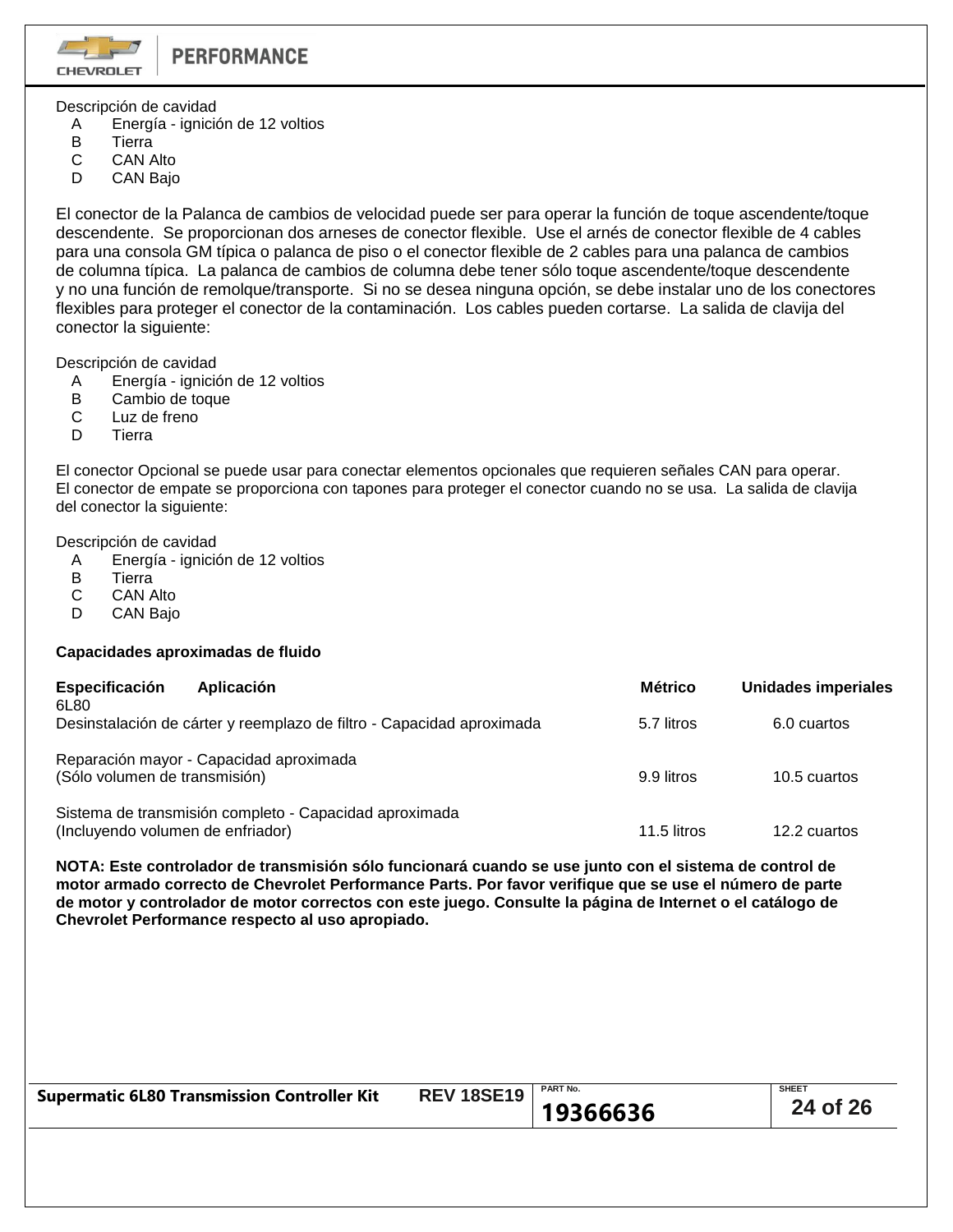Descripción de cavidad

| | |
|---|---|
| A | Energía - ignición de 12 voltios |
| B | Tierra |
| C | CAN Alto |
| D | CAN Bajo |

El conector de la Palanca de cambios de velocidad puede ser para operar la función de toque ascendente/toque descendente. Se proporcionan dos arneses de conector flexible. Use el arnés de conector flexible de 4 cables para una consola GM típica o palanca de piso o el conector flexible de 2 cables para una palanca de cambios de columna típica. La palanca de cambios de columna debe tener sólo toque ascendente/toque descendente y no una función de remolque/transporte. Si no se desea ninguna opción, se debe instalar uno de los conectores flexibles para proteger el conector de la contaminación. Los cables pueden cortarse. La salida de clavija del conector la siguiente:

Descripción de cavidad

| | |
|---|---|
| A | Energía - ignición de 12 voltios |
| B | Cambio de toque |
| C | Luz de freno |
| D | Tierra |

El conector Opcional se puede usar para conectar elementos opcionales que requieren señales CAN para operar. El conector de empate se proporciona con tapones para proteger el conector cuando no se usa. La salida de clavija del conector la siguiente:

Descripción de cavidad

| | |
|---|---|
| A | Energía - ignición de 12 voltios |
| B | Tierra |
| C | CAN Alto |
| D | CAN Bajo |

**Capacidades aproximadas de fluido**

| **Especificación Aplicación** | **Métrico** | **Unidades imperiales** |
|---|---|---|
| 6L80 | | |
| Desinstalación de cárter y reemplazo de filtro - Capacidad aproximada | 5.7 litros | 6.0 cuartos |
| Reparación mayor - Capacidad aproximada (Sólo volumen de transmisión) | 9.9 litros | 10.5 cuartos |
| Sistema de transmisión completo - Capacidad aproximada (Incluyendo volumen de enfriador) | 11.5 litros | 12.2 cuartos |

**NOTA: Este controlador de transmisión sólo funcionará cuando se use junto con el sistema de control de motor armado correcto de Chevrolet Performance Parts. Por favor verifique que se use el número de parte de motor y controlador de motor correctos con este juego. Consulte la página de Internet o el catálogo de Chevrolet Performance respecto al uso apropiado.**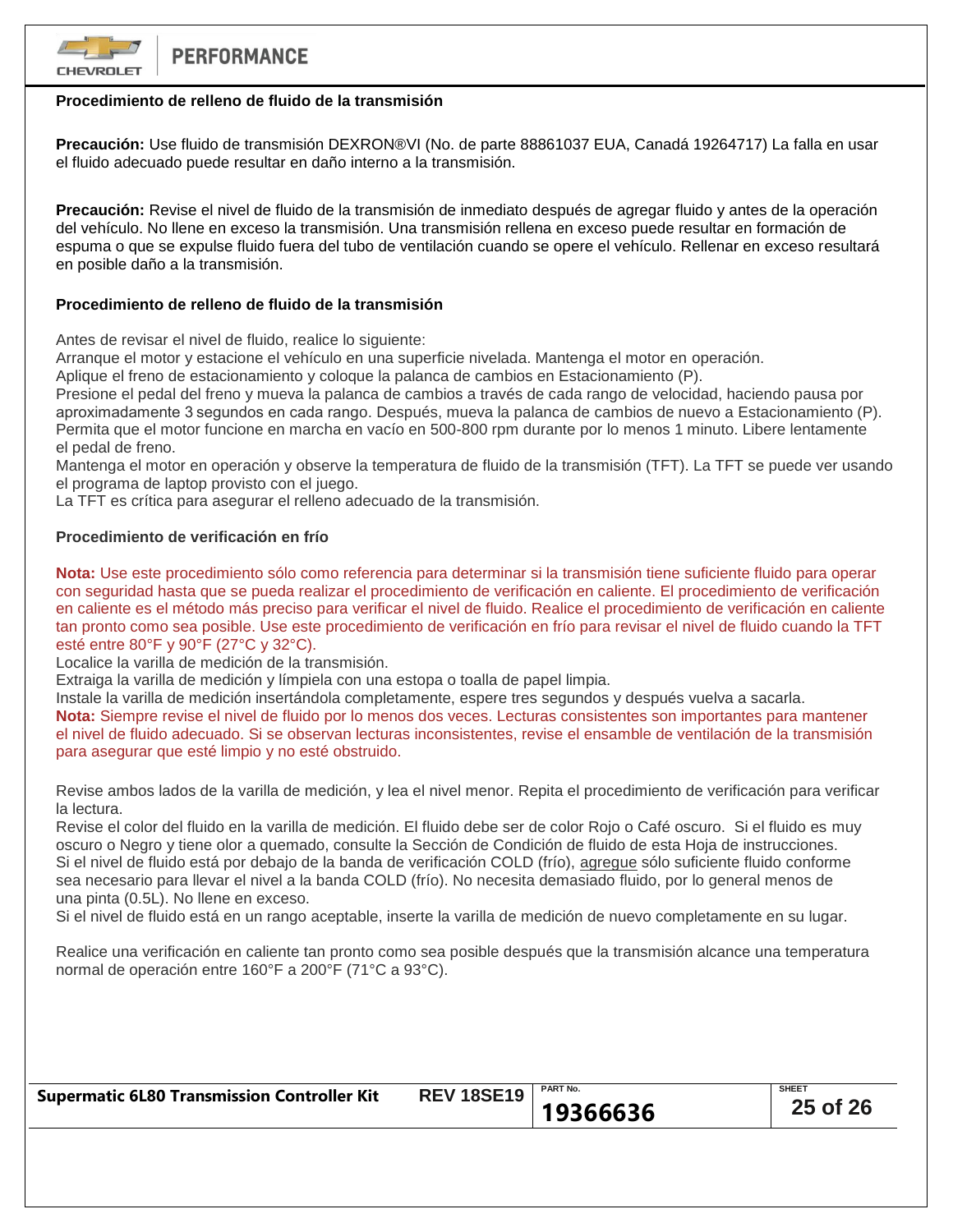**Procedimiento de relleno de fluido de la transmisión**

**Precaución:** Use fluido de transmisión DEXRON®VI (No. de parte 88861037 EUA, Canadá 19264717) La falla en usar el fluido adecuado puede resultar en daño interno a la transmisión.

**Precaución:** Revise el nivel de fluido de la transmisión de inmediato después de agregar fluido y antes de la operación del vehículo. No llene en exceso la transmisión. Una transmisión rellena en exceso puede resultar en formación de espuma o que se expulse fluido fuera del tubo de ventilación cuando se opere el vehículo. Rellenar en exceso resultará en posible daño a la transmisión.

**Procedimiento de relleno de fluido de la transmisión**

Antes de revisar el nivel de fluido, realice lo siguiente:
Arranque el motor y estacione el vehículo en una superficie nivelada. Mantenga el motor en operación.
Aplique el freno de estacionamiento y coloque la palanca de cambios en Estacionamiento (P).
Presione el pedal del freno y mueva la palanca de cambios a través de cada rango de velocidad, haciendo pausa por aproximadamente 3 segundos en cada rango. Después, mueva la palanca de cambios de nuevo a Estacionamiento (P).
Permita que el motor funcione en marcha en vacío en 500-800 rpm durante por lo menos 1 minuto. Libere lentamente el pedal de freno.
Mantenga el motor en operación y observe la temperatura de fluido de la transmisión (TFT). La TFT se puede ver usando el programa de laptop provisto con el juego.
La TFT es crítica para asegurar el relleno adecuado de la transmisión.

**Procedimiento de verificación en frío**

**Nota:** Use este procedimiento sólo como referencia para determinar si la transmisión tiene suficiente fluido para operar con seguridad hasta que se pueda realizar el procedimiento de verificación en caliente. El procedimiento de verificación en caliente es el método más preciso para verificar el nivel de fluido. Realice el procedimiento de verificación en caliente tan pronto como sea posible. Use este procedimiento de verificación en frío para revisar el nivel de fluido cuando la TFT esté entre 80°F y 90°F (27°C y 32°C).
Localice la varilla de medición de la transmisión.
Extraiga la varilla de medición y límpiela con una estopa o toalla de papel limpia.
Instale la varilla de medición insertándola completamente, espere tres segundos y después vuelva a sacarla.
**Nota:** Siempre revise el nivel de fluido por lo menos dos veces. Lecturas consistentes son importantes para mantener el nivel de fluido adecuado. Si se observan lecturas inconsistentes, revise el ensamble de ventilación de la transmisión para asegurar que esté limpio y no esté obstruido.

Revise ambos lados de la varilla de medición, y lea el nivel menor. Repita el procedimiento de verificación para verificar la lectura.
Revise el color del fluido en la varilla de medición. El fluido debe ser de color Rojo o Café oscuro. Si el fluido es muy oscuro o Negro y tiene olor a quemado, consulte la Sección de Condición de fluido de esta Hoja de instrucciones.
Si el nivel de fluido está por debajo de la banda de verificación COLD (frío), agregue sólo suficiente fluido conforme sea necesario para llevar el nivel a la banda COLD (frío). No necesita demasiado fluido, por lo general menos de una pinta (0.5L). No llene en exceso.
Si el nivel de fluido está en un rango aceptable, inserte la varilla de medición de nuevo completamente en su lugar.

Realice una verificación en caliente tan pronto como sea posible después que la transmisión alcance una temperatura normal de operación entre 160°F a 200°F (71°C a 93°C).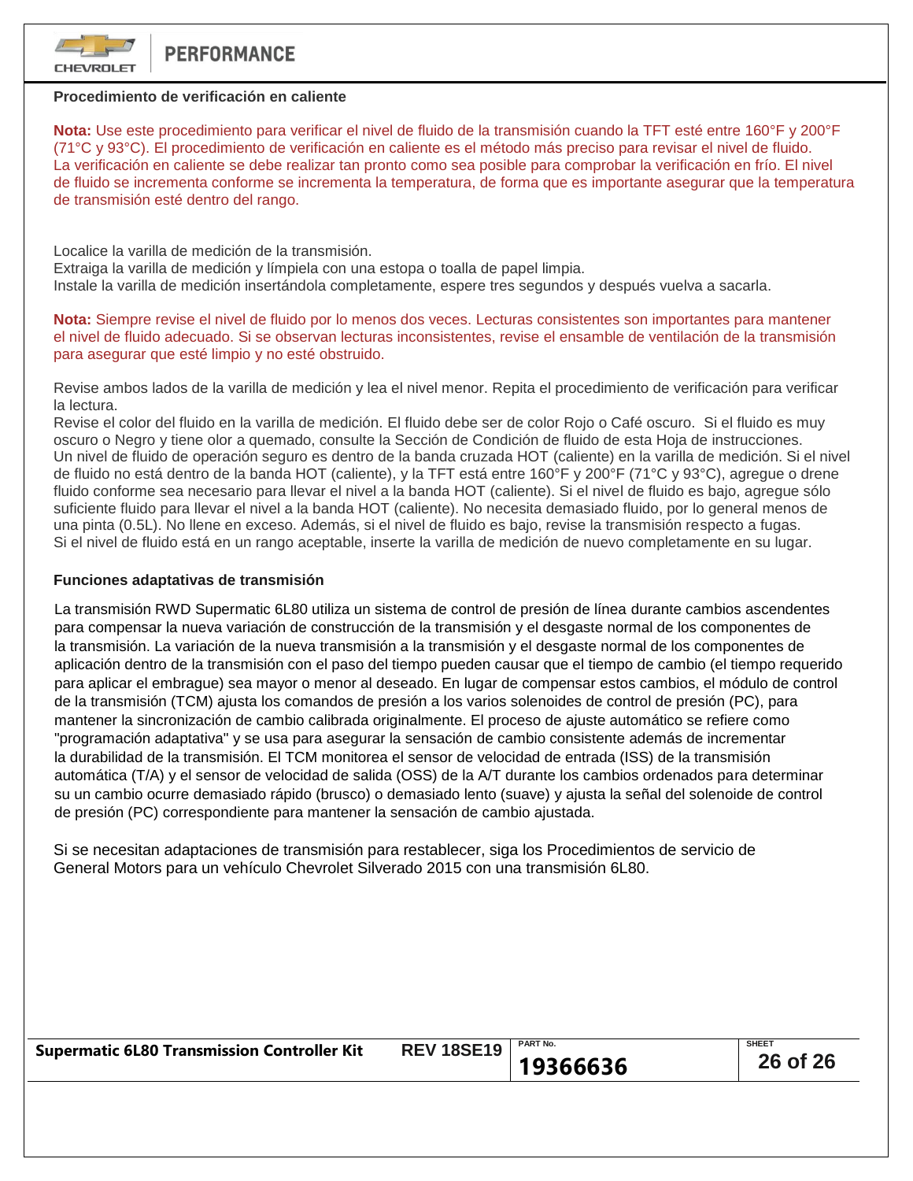### Procedimiento de verificación en caliente

**Nota:** Use este procedimiento para verificar el nivel de fluido de la transmisión cuando la TFT esté entre 160°F y 200°F (71°C y 93°C). El procedimiento de verificación en caliente es el método más preciso para revisar el nivel de fluido. La verificación en caliente se debe realizar tan pronto como sea posible para comprobar la verificación en frío. El nivel de fluido se incrementa conforme se incrementa la temperatura, de forma que es importante asegurar que la temperatura de transmisión esté dentro del rango.

Localice la varilla de medición de la transmisión.
Extraiga la varilla de medición y límpiela con una estopa o toalla de papel limpia.
Instale la varilla de medición insertándola completamente, espere tres segundos y después vuelva a sacarla.

**Nota:** Siempre revise el nivel de fluido por lo menos dos veces. Lecturas consistentes son importantes para mantener el nivel de fluido adecuado. Si se observan lecturas inconsistentes, revise el ensamble de ventilación de la transmisión para asegurar que esté limpio y no esté obstruido.

Revise ambos lados de la varilla de medición y lea el nivel menor. Repita el procedimiento de verificación para verificar la lectura.
Revise el color del fluido en la varilla de medición. El fluido debe ser de color Rojo o Café oscuro. Si el fluido es muy oscuro o Negro y tiene olor a quemado, consulte la Sección de Condición de fluido de esta Hoja de instrucciones.
Un nivel de fluido de operación seguro es dentro de la banda cruzada HOT (caliente) en la varilla de medición. Si el nivel de fluido no está dentro de la banda HOT (caliente), y la TFT está entre 160°F y 200°F (71°C y 93°C), agregue o drene fluido conforme sea necesario para llevar el nivel a la banda HOT (caliente). Si el nivel de fluido es bajo, agregue sólo suficiente fluido para llevar el nivel a la banda HOT (caliente). No necesita demasiado fluido, por lo general menos de una pinta (0.5L). No llene en exceso. Además, si el nivel de fluido es bajo, revise la transmisión respecto a fugas.
Si el nivel de fluido está en un rango aceptable, inserte la varilla de medición de nuevo completamente en su lugar.

### Funciones adaptativas de transmisión

La transmisión RWD Supermatic 6L80 utiliza un sistema de control de presión de línea durante cambios ascendentes para compensar la nueva variación de construcción de la transmisión y el desgaste normal de los componentes de la transmisión. La variación de la nueva transmisión a la transmisión y el desgaste normal de los componentes de aplicación dentro de la transmisión con el paso del tiempo pueden causar que el tiempo de cambio (el tiempo requerido para aplicar el embrague) sea mayor o menor al deseado. En lugar de compensar estos cambios, el módulo de control de la transmisión (TCM) ajusta los comandos de presión a los varios solenoides de control de presión (PC), para mantener la sincronización de cambio calibrada originalmente. El proceso de ajuste automático se refiere como "programación adaptativa" y se usa para asegurar la sensación de cambio consistente además de incrementar la durabilidad de la transmisión. El TCM monitorea el sensor de velocidad de entrada (ISS) de la transmisión automática (T/A) y el sensor de velocidad de salida (OSS) de la A/T durante los cambios ordenados para determinar su un cambio ocurre demasiado rápido (brusco) o demasiado lento (suave) y ajusta la señal del solenoide de control de presión (PC) correspondiente para mantener la sensación de cambio ajustada.

Si se necesitan adaptaciones de transmisión para restablecer, siga los Procedimientos de servicio de General Motors para un vehículo Chevrolet Silverado 2015 con una transmisión 6L80.